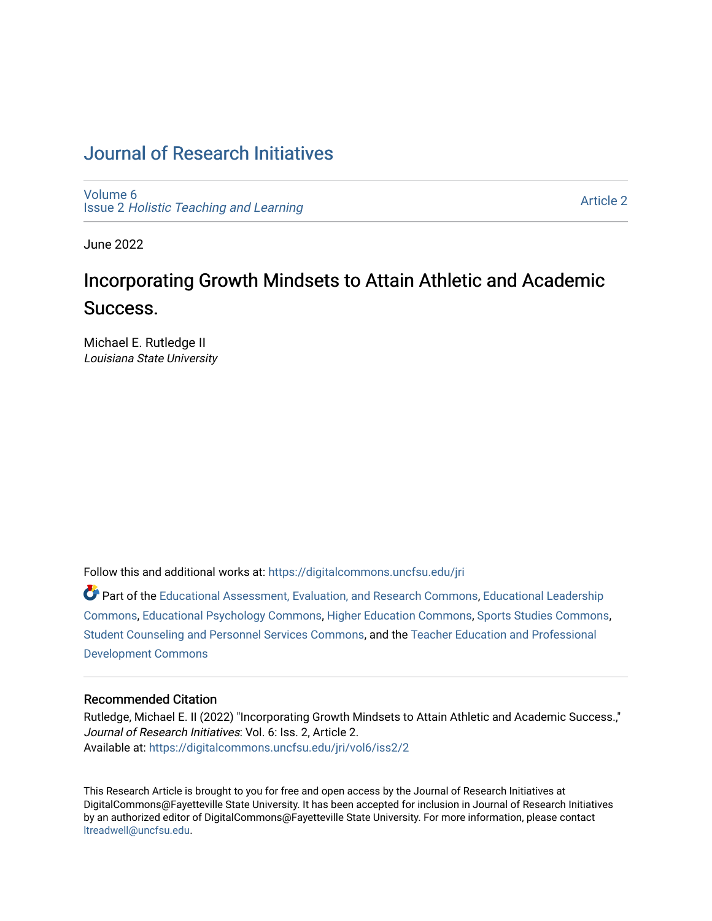# Journal of Research Initiatives

Volume 6
Issue 2 *Holistic Teaching and Learning*

Article 2

June 2022

## Incorporating Growth Mindsets to Attain Athletic and Academic Success.

Michael E. Rutledge II
*Louisiana State University*

Follow this and additional works at: https://digitalcommons.uncfsu.edu/jri

Part of the Educational Assessment, Evaluation, and Research Commons, Educational Leadership Commons, Educational Psychology Commons, Higher Education Commons, Sports Studies Commons, Student Counseling and Personnel Services Commons, and the Teacher Education and Professional Development Commons

### Recommended Citation

Rutledge, Michael E. II (2022) "Incorporating Growth Mindsets to Attain Athletic and Academic Success.," *Journal of Research Initiatives*: Vol. 6: Iss. 2, Article 2.
Available at: https://digitalcommons.uncfsu.edu/jri/vol6/iss2/2

This Research Article is brought to you for free and open access by the Journal of Research Initiatives at DigitalCommons@Fayetteville State University. It has been accepted for inclusion in Journal of Research Initiatives by an authorized editor of DigitalCommons@Fayetteville State University. For more information, please contact ltreadwell@uncfsu.edu.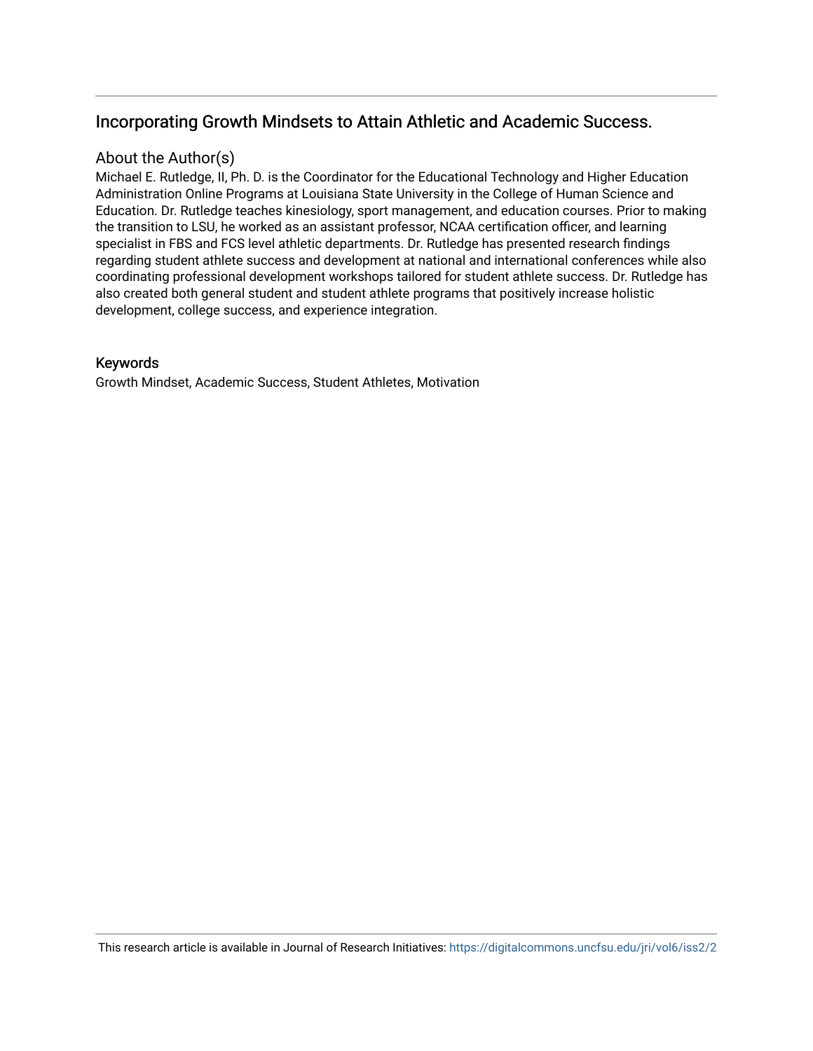## Incorporating Growth Mindsets to Attain Athletic and Academic Success.

### About the Author(s)

Michael E. Rutledge, II, Ph. D. is the Coordinator for the Educational Technology and Higher Education Administration Online Programs at Louisiana State University in the College of Human Science and Education. Dr. Rutledge teaches kinesiology, sport management, and education courses. Prior to making the transition to LSU, he worked as an assistant professor, NCAA certification officer, and learning specialist in FBS and FCS level athletic departments. Dr. Rutledge has presented research findings regarding student athlete success and development at national and international conferences while also coordinating professional development workshops tailored for student athlete success. Dr. Rutledge has also created both general student and student athlete programs that positively increase holistic development, college success, and experience integration.

### Keywords

Growth Mindset, Academic Success, Student Athletes, Motivation

This research article is available in Journal of Research Initiatives: https://digitalcommons.uncfsu.edu/jri/vol6/iss2/2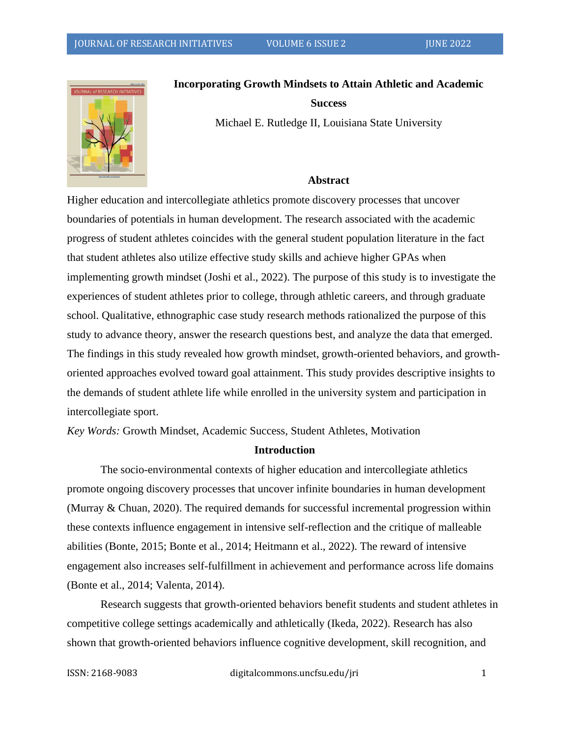# Incorporating Growth Mindsets to Attain Athletic and Academic Success

Michael E. Rutledge II, Louisiana State University

## Abstract

Higher education and intercollegiate athletics promote discovery processes that uncover boundaries of potentials in human development. The research associated with the academic progress of student athletes coincides with the general student population literature in the fact that student athletes also utilize effective study skills and achieve higher GPAs when implementing growth mindset (Joshi et al., 2022). The purpose of this study is to investigate the experiences of student athletes prior to college, through athletic careers, and through graduate school. Qualitative, ethnographic case study research methods rationalized the purpose of this study to advance theory, answer the research questions best, and analyze the data that emerged. The findings in this study revealed how growth mindset, growth-oriented behaviors, and growth-oriented approaches evolved toward goal attainment. This study provides descriptive insights to the demands of student athlete life while enrolled in the university system and participation in intercollegiate sport.

*Key Words:* Growth Mindset, Academic Success, Student Athletes, Motivation

## Introduction

The socio-environmental contexts of higher education and intercollegiate athletics promote ongoing discovery processes that uncover infinite boundaries in human development (Murray & Chuan, 2020). The required demands for successful incremental progression within these contexts influence engagement in intensive self-reflection and the critique of malleable abilities (Bonte, 2015; Bonte et al., 2014; Heitmann et al., 2022). The reward of intensive engagement also increases self-fulfillment in achievement and performance across life domains (Bonte et al., 2014; Valenta, 2014).

Research suggests that growth-oriented behaviors benefit students and student athletes in competitive college settings academically and athletically (Ikeda, 2022). Research has also shown that growth-oriented behaviors influence cognitive development, skill recognition, and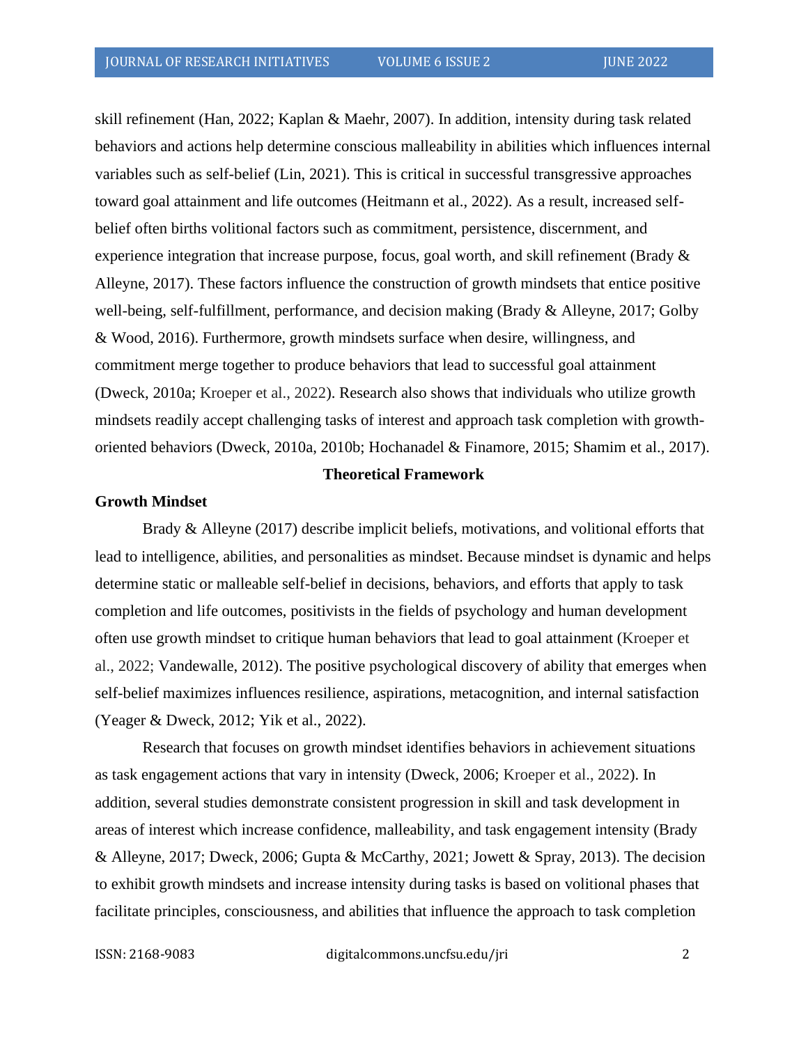skill refinement (Han, 2022; Kaplan & Maehr, 2007). In addition, intensity during task related behaviors and actions help determine conscious malleability in abilities which influences internal variables such as self-belief (Lin, 2021). This is critical in successful transgressive approaches toward goal attainment and life outcomes (Heitmann et al., 2022). As a result, increased self-belief often births volitional factors such as commitment, persistence, discernment, and experience integration that increase purpose, focus, goal worth, and skill refinement (Brady & Alleyne, 2017). These factors influence the construction of growth mindsets that entice positive well-being, self-fulfillment, performance, and decision making (Brady & Alleyne, 2017; Golby & Wood, 2016). Furthermore, growth mindsets surface when desire, willingness, and commitment merge together to produce behaviors that lead to successful goal attainment (Dweck, 2010a; Kroeper et al., 2022). Research also shows that individuals who utilize growth mindsets readily accept challenging tasks of interest and approach task completion with growth-oriented behaviors (Dweck, 2010a, 2010b; Hochanadel & Finamore, 2015; Shamim et al., 2017).

## Theoretical Framework

### Growth Mindset

Brady & Alleyne (2017) describe implicit beliefs, motivations, and volitional efforts that lead to intelligence, abilities, and personalities as mindset. Because mindset is dynamic and helps determine static or malleable self-belief in decisions, behaviors, and efforts that apply to task completion and life outcomes, positivists in the fields of psychology and human development often use growth mindset to critique human behaviors that lead to goal attainment (Kroeper et al., 2022; Vandewalle, 2012). The positive psychological discovery of ability that emerges when self-belief maximizes influences resilience, aspirations, metacognition, and internal satisfaction (Yeager & Dweck, 2012; Yik et al., 2022).

Research that focuses on growth mindset identifies behaviors in achievement situations as task engagement actions that vary in intensity (Dweck, 2006; Kroeper et al., 2022). In addition, several studies demonstrate consistent progression in skill and task development in areas of interest which increase confidence, malleability, and task engagement intensity (Brady & Alleyne, 2017; Dweck, 2006; Gupta & McCarthy, 2021; Jowett & Spray, 2013). The decision to exhibit growth mindsets and increase intensity during tasks is based on volitional phases that facilitate principles, consciousness, and abilities that influence the approach to task completion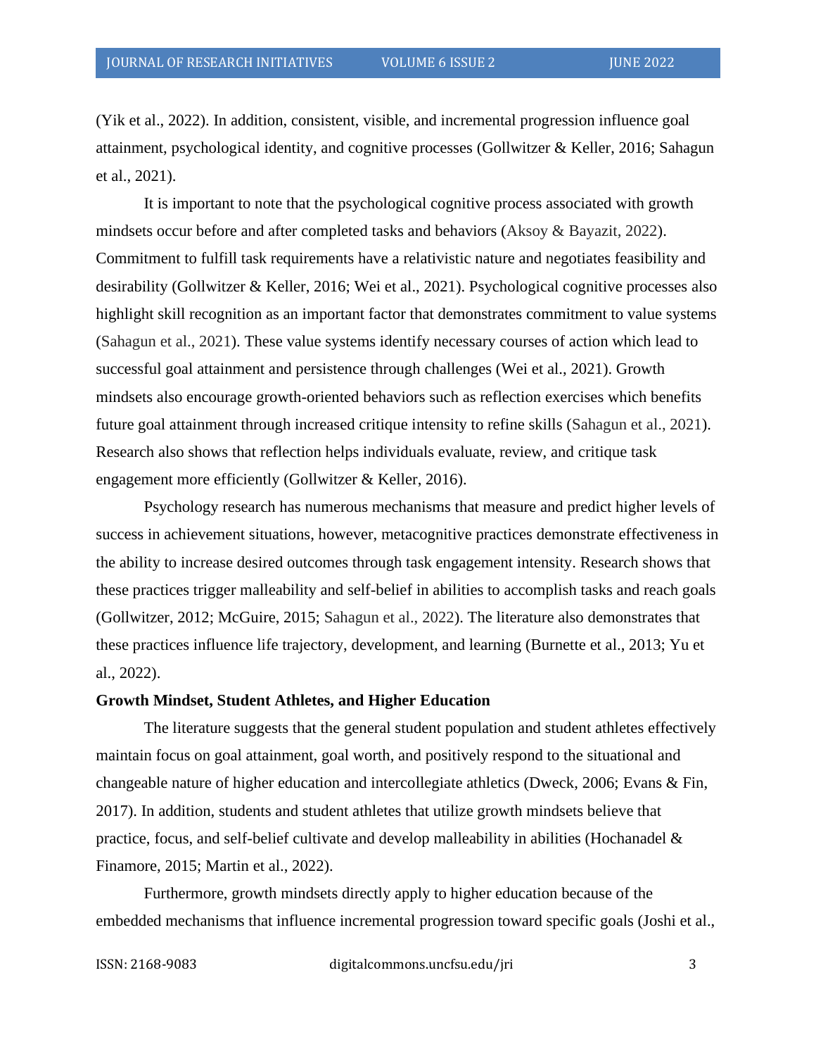(Yik et al., 2022). In addition, consistent, visible, and incremental progression influence goal attainment, psychological identity, and cognitive processes (Gollwitzer & Keller, 2016; Sahagun et al., 2021).

It is important to note that the psychological cognitive process associated with growth mindsets occur before and after completed tasks and behaviors (Aksoy & Bayazit, 2022). Commitment to fulfill task requirements have a relativistic nature and negotiates feasibility and desirability (Gollwitzer & Keller, 2016; Wei et al., 2021). Psychological cognitive processes also highlight skill recognition as an important factor that demonstrates commitment to value systems (Sahagun et al., 2021). These value systems identify necessary courses of action which lead to successful goal attainment and persistence through challenges (Wei et al., 2021). Growth mindsets also encourage growth-oriented behaviors such as reflection exercises which benefits future goal attainment through increased critique intensity to refine skills (Sahagun et al., 2021). Research also shows that reflection helps individuals evaluate, review, and critique task engagement more efficiently (Gollwitzer & Keller, 2016).

Psychology research has numerous mechanisms that measure and predict higher levels of success in achievement situations, however, metacognitive practices demonstrate effectiveness in the ability to increase desired outcomes through task engagement intensity. Research shows that these practices trigger malleability and self-belief in abilities to accomplish tasks and reach goals (Gollwitzer, 2012; McGuire, 2015; Sahagun et al., 2022). The literature also demonstrates that these practices influence life trajectory, development, and learning (Burnette et al., 2013; Yu et al., 2022).

**Growth Mindset, Student Athletes, and Higher Education**

The literature suggests that the general student population and student athletes effectively maintain focus on goal attainment, goal worth, and positively respond to the situational and changeable nature of higher education and intercollegiate athletics (Dweck, 2006; Evans & Fin, 2017). In addition, students and student athletes that utilize growth mindsets believe that practice, focus, and self-belief cultivate and develop malleability in abilities (Hochanadel & Finamore, 2015; Martin et al., 2022).

Furthermore, growth mindsets directly apply to higher education because of the embedded mechanisms that influence incremental progression toward specific goals (Joshi et al.,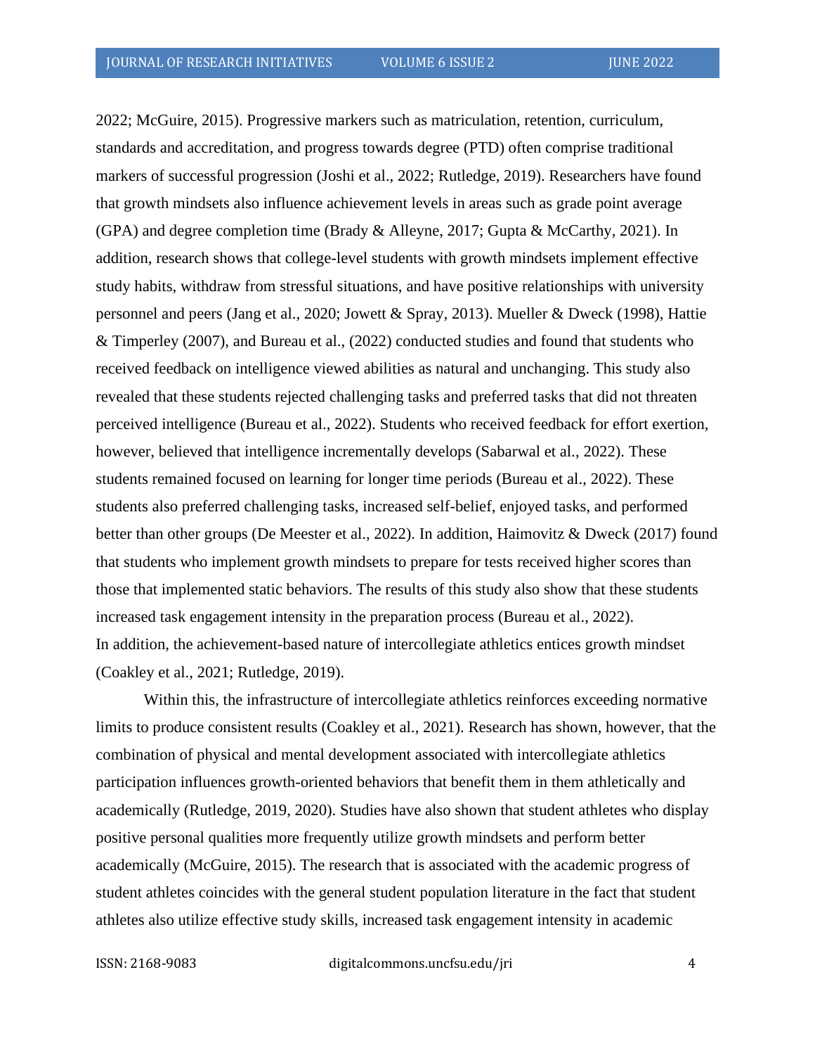2022; McGuire, 2015). Progressive markers such as matriculation, retention, curriculum, standards and accreditation, and progress towards degree (PTD) often comprise traditional markers of successful progression (Joshi et al., 2022; Rutledge, 2019). Researchers have found that growth mindsets also influence achievement levels in areas such as grade point average (GPA) and degree completion time (Brady & Alleyne, 2017; Gupta & McCarthy, 2021). In addition, research shows that college-level students with growth mindsets implement effective study habits, withdraw from stressful situations, and have positive relationships with university personnel and peers (Jang et al., 2020; Jowett & Spray, 2013). Mueller & Dweck (1998), Hattie & Timperley (2007), and Bureau et al., (2022) conducted studies and found that students who received feedback on intelligence viewed abilities as natural and unchanging. This study also revealed that these students rejected challenging tasks and preferred tasks that did not threaten perceived intelligence (Bureau et al., 2022). Students who received feedback for effort exertion, however, believed that intelligence incrementally develops (Sabarwal et al., 2022). These students remained focused on learning for longer time periods (Bureau et al., 2022). These students also preferred challenging tasks, increased self-belief, enjoyed tasks, and performed better than other groups (De Meester et al., 2022). In addition, Haimovitz & Dweck (2017) found that students who implement growth mindsets to prepare for tests received higher scores than those that implemented static behaviors. The results of this study also show that these students increased task engagement intensity in the preparation process (Bureau et al., 2022).
In addition, the achievement-based nature of intercollegiate athletics entices growth mindset (Coakley et al., 2021; Rutledge, 2019).

Within this, the infrastructure of intercollegiate athletics reinforces exceeding normative limits to produce consistent results (Coakley et al., 2021). Research has shown, however, that the combination of physical and mental development associated with intercollegiate athletics participation influences growth-oriented behaviors that benefit them in them athletically and academically (Rutledge, 2019, 2020). Studies have also shown that student athletes who display positive personal qualities more frequently utilize growth mindsets and perform better academically (McGuire, 2015). The research that is associated with the academic progress of student athletes coincides with the general student population literature in the fact that student athletes also utilize effective study skills, increased task engagement intensity in academic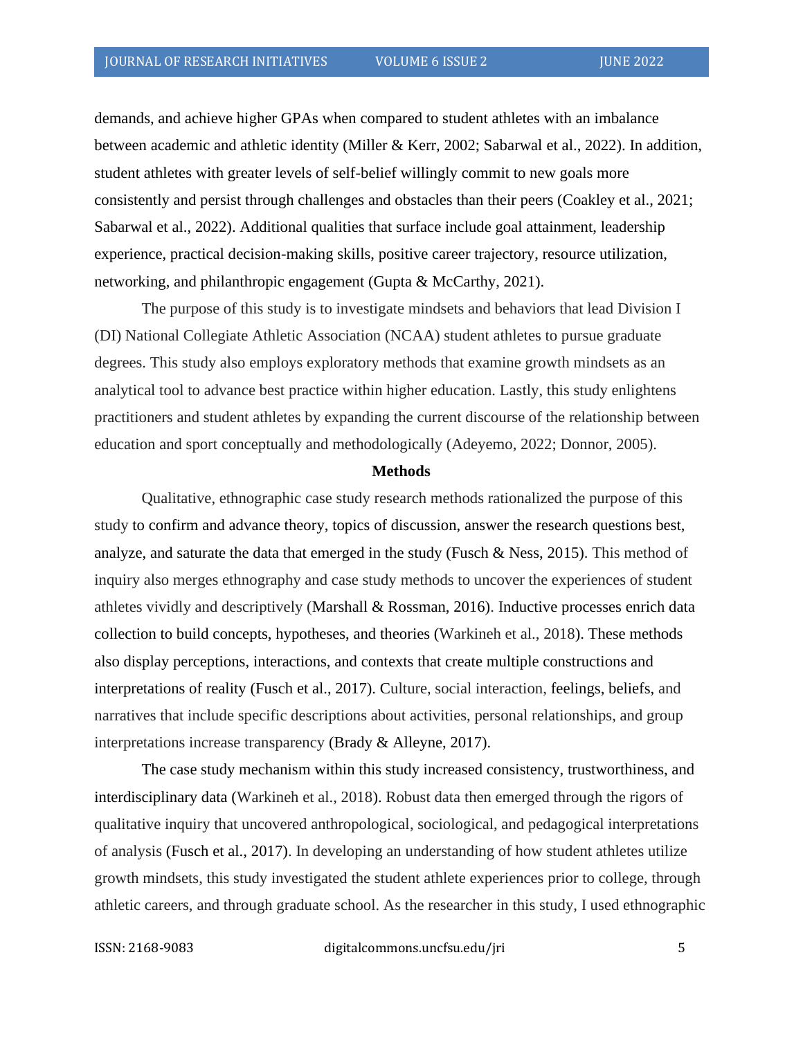demands, and achieve higher GPAs when compared to student athletes with an imbalance between academic and athletic identity (Miller & Kerr, 2002; Sabarwal et al., 2022). In addition, student athletes with greater levels of self-belief willingly commit to new goals more consistently and persist through challenges and obstacles than their peers (Coakley et al., 2021; Sabarwal et al., 2022). Additional qualities that surface include goal attainment, leadership experience, practical decision-making skills, positive career trajectory, resource utilization, networking, and philanthropic engagement (Gupta & McCarthy, 2021).

The purpose of this study is to investigate mindsets and behaviors that lead Division I (DI) National Collegiate Athletic Association (NCAA) student athletes to pursue graduate degrees. This study also employs exploratory methods that examine growth mindsets as an analytical tool to advance best practice within higher education. Lastly, this study enlightens practitioners and student athletes by expanding the current discourse of the relationship between education and sport conceptually and methodologically (Adeyemo, 2022; Donnor, 2005).

## Methods

Qualitative, ethnographic case study research methods rationalized the purpose of this study to confirm and advance theory, topics of discussion, answer the research questions best, analyze, and saturate the data that emerged in the study (Fusch & Ness, 2015). This method of inquiry also merges ethnography and case study methods to uncover the experiences of student athletes vividly and descriptively (Marshall & Rossman, 2016). Inductive processes enrich data collection to build concepts, hypotheses, and theories (Warkineh et al., 2018). These methods also display perceptions, interactions, and contexts that create multiple constructions and interpretations of reality (Fusch et al., 2017). Culture, social interaction, feelings, beliefs, and narratives that include specific descriptions about activities, personal relationships, and group interpretations increase transparency (Brady & Alleyne, 2017).

The case study mechanism within this study increased consistency, trustworthiness, and interdisciplinary data (Warkineh et al., 2018). Robust data then emerged through the rigors of qualitative inquiry that uncovered anthropological, sociological, and pedagogical interpretations of analysis (Fusch et al., 2017). In developing an understanding of how student athletes utilize growth mindsets, this study investigated the student athlete experiences prior to college, through athletic careers, and through graduate school. As the researcher in this study, I used ethnographic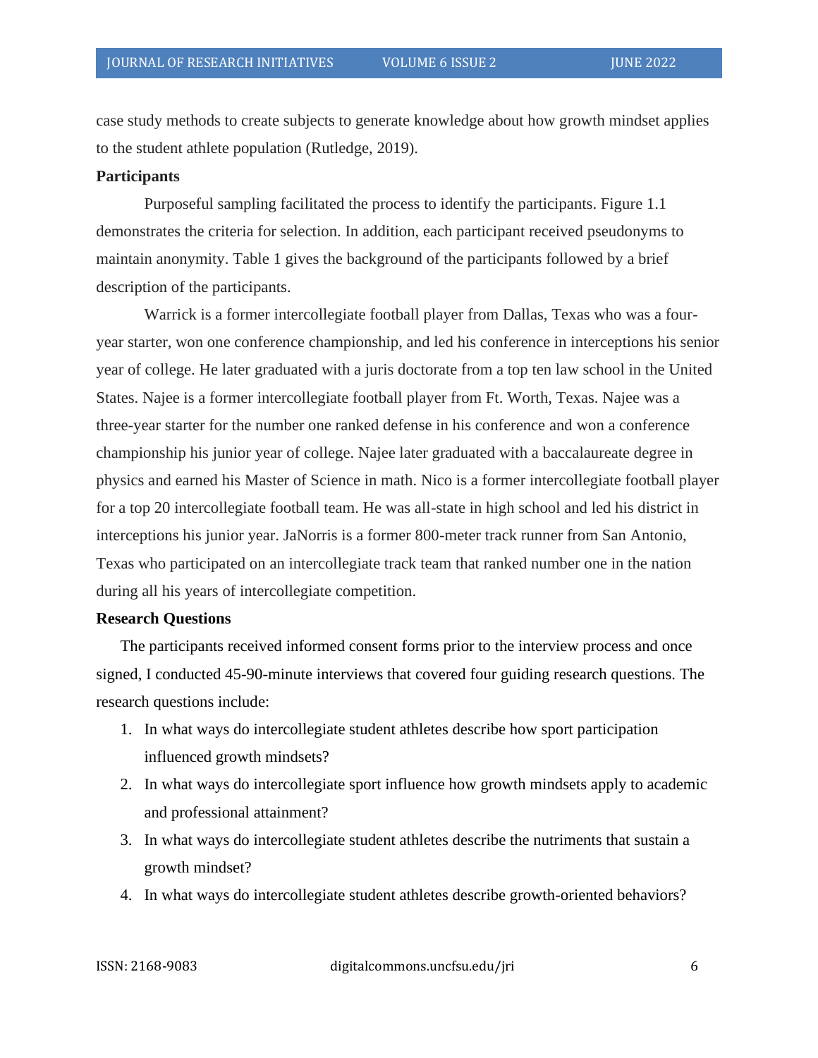case study methods to create subjects to generate knowledge about how growth mindset applies to the student athlete population (Rutledge, 2019).

**Participants**

Purposeful sampling facilitated the process to identify the participants. Figure 1.1 demonstrates the criteria for selection. In addition, each participant received pseudonyms to maintain anonymity. Table 1 gives the background of the participants followed by a brief description of the participants.

Warrick is a former intercollegiate football player from Dallas, Texas who was a four-year starter, won one conference championship, and led his conference in interceptions his senior year of college. He later graduated with a juris doctorate from a top ten law school in the United States. Najee is a former intercollegiate football player from Ft. Worth, Texas. Najee was a three-year starter for the number one ranked defense in his conference and won a conference championship his junior year of college. Najee later graduated with a baccalaureate degree in physics and earned his Master of Science in math. Nico is a former intercollegiate football player for a top 20 intercollegiate football team. He was all-state in high school and led his district in interceptions his junior year. JaNorris is a former 800-meter track runner from San Antonio, Texas who participated on an intercollegiate track team that ranked number one in the nation during all his years of intercollegiate competition.

**Research Questions**

The participants received informed consent forms prior to the interview process and once signed, I conducted 45-90-minute interviews that covered four guiding research questions. The research questions include:

1. In what ways do intercollegiate student athletes describe how sport participation influenced growth mindsets?
2. In what ways do intercollegiate sport influence how growth mindsets apply to academic and professional attainment?
3. In what ways do intercollegiate student athletes describe the nutriments that sustain a growth mindset?
4. In what ways do intercollegiate student athletes describe growth-oriented behaviors?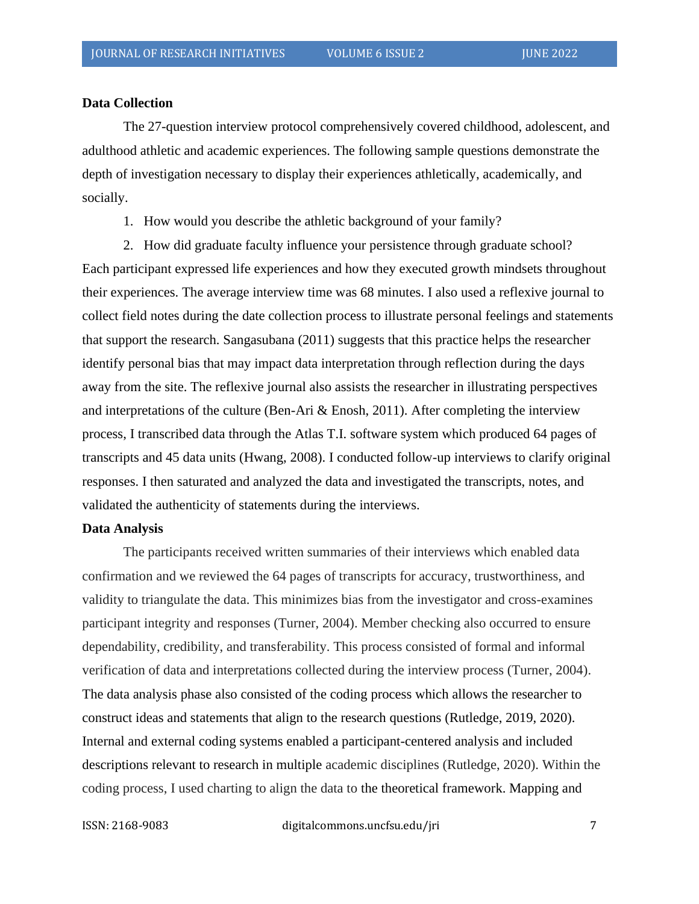**Data Collection**

The 27-question interview protocol comprehensively covered childhood, adolescent, and adulthood athletic and academic experiences. The following sample questions demonstrate the depth of investigation necessary to display their experiences athletically, academically, and socially.

1. How would you describe the athletic background of your family?
2. How did graduate faculty influence your persistence through graduate school?

Each participant expressed life experiences and how they executed growth mindsets throughout their experiences. The average interview time was 68 minutes. I also used a reflexive journal to collect field notes during the date collection process to illustrate personal feelings and statements that support the research. Sangasubana (2011) suggests that this practice helps the researcher identify personal bias that may impact data interpretation through reflection during the days away from the site. The reflexive journal also assists the researcher in illustrating perspectives and interpretations of the culture (Ben-Ari & Enosh, 2011). After completing the interview process, I transcribed data through the Atlas T.I. software system which produced 64 pages of transcripts and 45 data units (Hwang, 2008). I conducted follow-up interviews to clarify original responses. I then saturated and analyzed the data and investigated the transcripts, notes, and validated the authenticity of statements during the interviews.

**Data Analysis**

The participants received written summaries of their interviews which enabled data confirmation and we reviewed the 64 pages of transcripts for accuracy, trustworthiness, and validity to triangulate the data. This minimizes bias from the investigator and cross-examines participant integrity and responses (Turner, 2004). Member checking also occurred to ensure dependability, credibility, and transferability. This process consisted of formal and informal verification of data and interpretations collected during the interview process (Turner, 2004). The data analysis phase also consisted of the coding process which allows the researcher to construct ideas and statements that align to the research questions (Rutledge, 2019, 2020). Internal and external coding systems enabled a participant-centered analysis and included descriptions relevant to research in multiple academic disciplines (Rutledge, 2020). Within the coding process, I used charting to align the data to the theoretical framework. Mapping and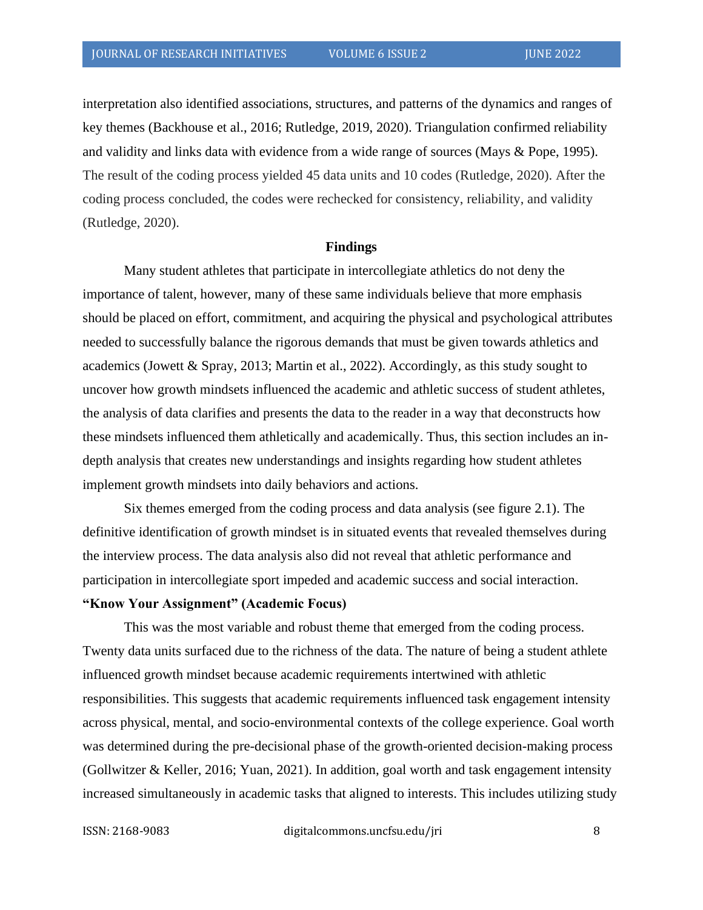interpretation also identified associations, structures, and patterns of the dynamics and ranges of key themes (Backhouse et al., 2016; Rutledge, 2019, 2020). Triangulation confirmed reliability and validity and links data with evidence from a wide range of sources (Mays & Pope, 1995). The result of the coding process yielded 45 data units and 10 codes (Rutledge, 2020). After the coding process concluded, the codes were rechecked for consistency, reliability, and validity (Rutledge, 2020).

## Findings

Many student athletes that participate in intercollegiate athletics do not deny the importance of talent, however, many of these same individuals believe that more emphasis should be placed on effort, commitment, and acquiring the physical and psychological attributes needed to successfully balance the rigorous demands that must be given towards athletics and academics (Jowett & Spray, 2013; Martin et al., 2022). Accordingly, as this study sought to uncover how growth mindsets influenced the academic and athletic success of student athletes, the analysis of data clarifies and presents the data to the reader in a way that deconstructs how these mindsets influenced them athletically and academically. Thus, this section includes an in-depth analysis that creates new understandings and insights regarding how student athletes implement growth mindsets into daily behaviors and actions.

Six themes emerged from the coding process and data analysis (see figure 2.1). The definitive identification of growth mindset is in situated events that revealed themselves during the interview process. The data analysis also did not reveal that athletic performance and participation in intercollegiate sport impeded and academic success and social interaction.

### "Know Your Assignment" (Academic Focus)

This was the most variable and robust theme that emerged from the coding process. Twenty data units surfaced due to the richness of the data. The nature of being a student athlete influenced growth mindset because academic requirements intertwined with athletic responsibilities. This suggests that academic requirements influenced task engagement intensity across physical, mental, and socio-environmental contexts of the college experience. Goal worth was determined during the pre-decisional phase of the growth-oriented decision-making process (Gollwitzer & Keller, 2016; Yuan, 2021). In addition, goal worth and task engagement intensity increased simultaneously in academic tasks that aligned to interests. This includes utilizing study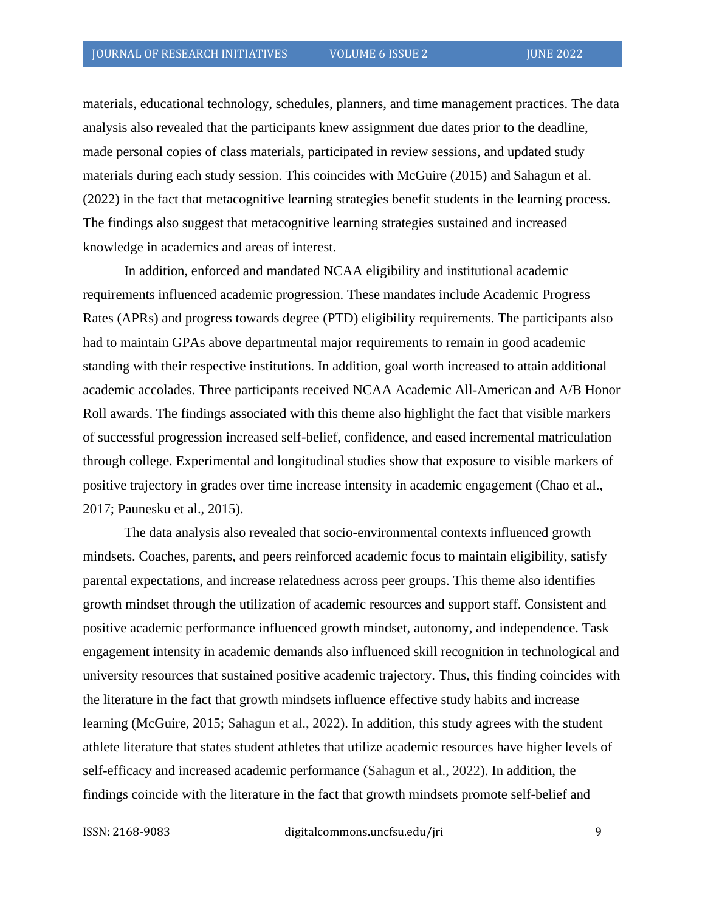materials, educational technology, schedules, planners, and time management practices. The data analysis also revealed that the participants knew assignment due dates prior to the deadline, made personal copies of class materials, participated in review sessions, and updated study materials during each study session. This coincides with McGuire (2015) and Sahagun et al. (2022) in the fact that metacognitive learning strategies benefit students in the learning process. The findings also suggest that metacognitive learning strategies sustained and increased knowledge in academics and areas of interest.

In addition, enforced and mandated NCAA eligibility and institutional academic requirements influenced academic progression. These mandates include Academic Progress Rates (APRs) and progress towards degree (PTD) eligibility requirements. The participants also had to maintain GPAs above departmental major requirements to remain in good academic standing with their respective institutions. In addition, goal worth increased to attain additional academic accolades. Three participants received NCAA Academic All-American and A/B Honor Roll awards. The findings associated with this theme also highlight the fact that visible markers of successful progression increased self-belief, confidence, and eased incremental matriculation through college. Experimental and longitudinal studies show that exposure to visible markers of positive trajectory in grades over time increase intensity in academic engagement (Chao et al., 2017; Paunesku et al., 2015).

The data analysis also revealed that socio-environmental contexts influenced growth mindsets. Coaches, parents, and peers reinforced academic focus to maintain eligibility, satisfy parental expectations, and increase relatedness across peer groups. This theme also identifies growth mindset through the utilization of academic resources and support staff. Consistent and positive academic performance influenced growth mindset, autonomy, and independence. Task engagement intensity in academic demands also influenced skill recognition in technological and university resources that sustained positive academic trajectory. Thus, this finding coincides with the literature in the fact that growth mindsets influence effective study habits and increase learning (McGuire, 2015; Sahagun et al., 2022). In addition, this study agrees with the student athlete literature that states student athletes that utilize academic resources have higher levels of self-efficacy and increased academic performance (Sahagun et al., 2022). In addition, the findings coincide with the literature in the fact that growth mindsets promote self-belief and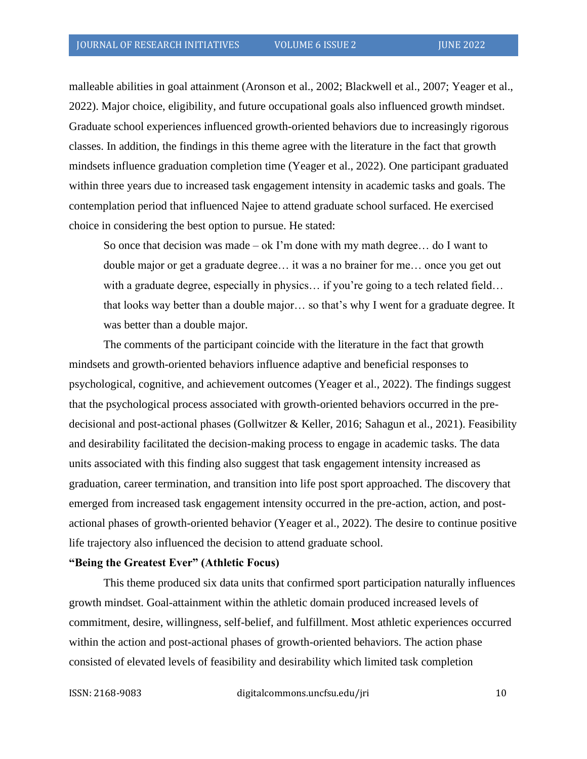malleable abilities in goal attainment (Aronson et al., 2002; Blackwell et al., 2007; Yeager et al., 2022). Major choice, eligibility, and future occupational goals also influenced growth mindset. Graduate school experiences influenced growth-oriented behaviors due to increasingly rigorous classes. In addition, the findings in this theme agree with the literature in the fact that growth mindsets influence graduation completion time (Yeager et al., 2022). One participant graduated within three years due to increased task engagement intensity in academic tasks and goals. The contemplation period that influenced Najee to attend graduate school surfaced. He exercised choice in considering the best option to pursue. He stated:

> So once that decision was made – ok I'm done with my math degree… do I want to double major or get a graduate degree… it was a no brainer for me… once you get out with a graduate degree, especially in physics… if you're going to a tech related field… that looks way better than a double major… so that's why I went for a graduate degree. It was better than a double major.

The comments of the participant coincide with the literature in the fact that growth mindsets and growth-oriented behaviors influence adaptive and beneficial responses to psychological, cognitive, and achievement outcomes (Yeager et al., 2022). The findings suggest that the psychological process associated with growth-oriented behaviors occurred in the pre-decisional and post-actional phases (Gollwitzer & Keller, 2016; Sahagun et al., 2021). Feasibility and desirability facilitated the decision-making process to engage in academic tasks. The data units associated with this finding also suggest that task engagement intensity increased as graduation, career termination, and transition into life post sport approached. The discovery that emerged from increased task engagement intensity occurred in the pre-action, action, and post-actional phases of growth-oriented behavior (Yeager et al., 2022). The desire to continue positive life trajectory also influenced the decision to attend graduate school.

**"Being the Greatest Ever" (Athletic Focus)**

This theme produced six data units that confirmed sport participation naturally influences growth mindset. Goal-attainment within the athletic domain produced increased levels of commitment, desire, willingness, self-belief, and fulfillment. Most athletic experiences occurred within the action and post-actional phases of growth-oriented behaviors. The action phase consisted of elevated levels of feasibility and desirability which limited task completion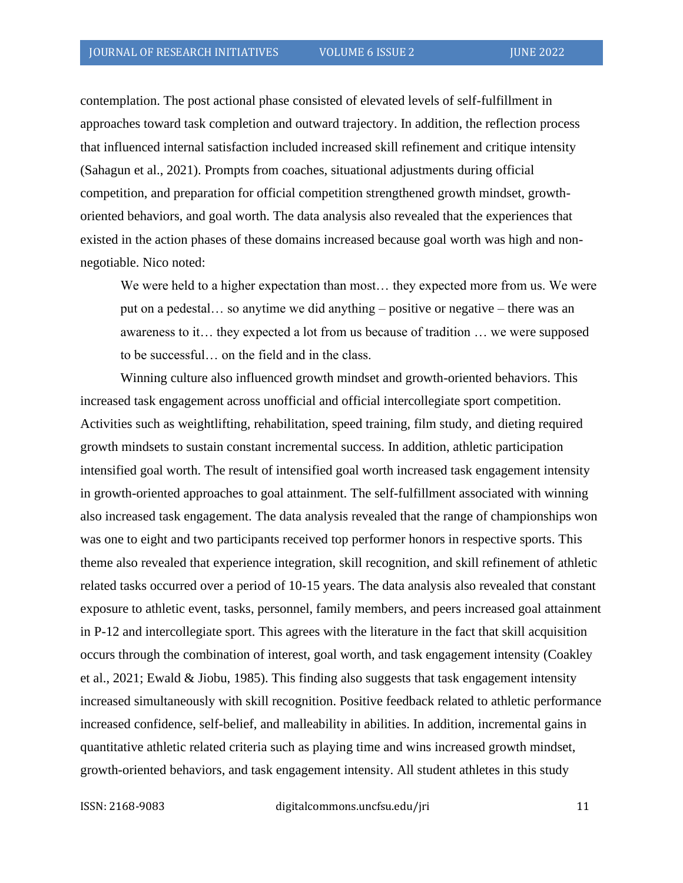contemplation. The post actional phase consisted of elevated levels of self-fulfillment in approaches toward task completion and outward trajectory. In addition, the reflection process that influenced internal satisfaction included increased skill refinement and critique intensity (Sahagun et al., 2021). Prompts from coaches, situational adjustments during official competition, and preparation for official competition strengthened growth mindset, growth-oriented behaviors, and goal worth. The data analysis also revealed that the experiences that existed in the action phases of these domains increased because goal worth was high and non-negotiable. Nico noted:

> We were held to a higher expectation than most… they expected more from us. We were put on a pedestal… so anytime we did anything – positive or negative – there was an awareness to it… they expected a lot from us because of tradition … we were supposed to be successful… on the field and in the class.

Winning culture also influenced growth mindset and growth-oriented behaviors. This increased task engagement across unofficial and official intercollegiate sport competition. Activities such as weightlifting, rehabilitation, speed training, film study, and dieting required growth mindsets to sustain constant incremental success. In addition, athletic participation intensified goal worth. The result of intensified goal worth increased task engagement intensity in growth-oriented approaches to goal attainment. The self-fulfillment associated with winning also increased task engagement. The data analysis revealed that the range of championships won was one to eight and two participants received top performer honors in respective sports. This theme also revealed that experience integration, skill recognition, and skill refinement of athletic related tasks occurred over a period of 10-15 years. The data analysis also revealed that constant exposure to athletic event, tasks, personnel, family members, and peers increased goal attainment in P-12 and intercollegiate sport. This agrees with the literature in the fact that skill acquisition occurs through the combination of interest, goal worth, and task engagement intensity (Coakley et al., 2021; Ewald & Jiobu, 1985). This finding also suggests that task engagement intensity increased simultaneously with skill recognition. Positive feedback related to athletic performance increased confidence, self-belief, and malleability in abilities. In addition, incremental gains in quantitative athletic related criteria such as playing time and wins increased growth mindset, growth-oriented behaviors, and task engagement intensity. All student athletes in this study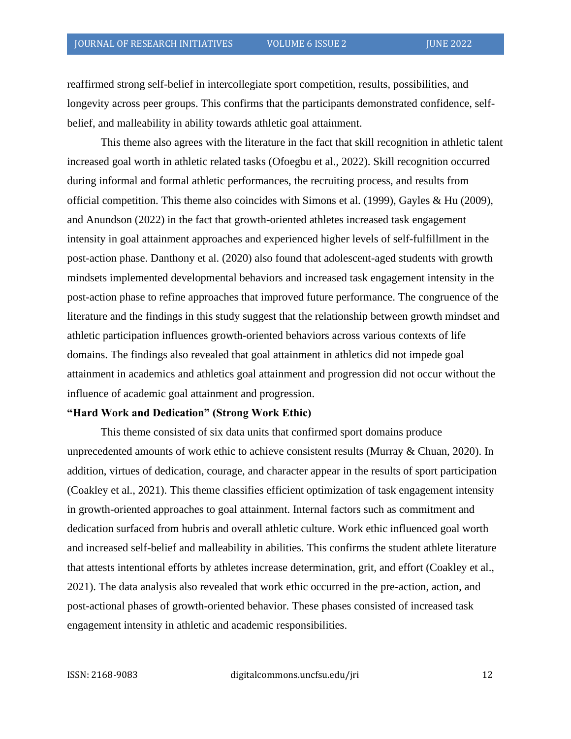reaffirmed strong self-belief in intercollegiate sport competition, results, possibilities, and longevity across peer groups. This confirms that the participants demonstrated confidence, self-belief, and malleability in ability towards athletic goal attainment.

This theme also agrees with the literature in the fact that skill recognition in athletic talent increased goal worth in athletic related tasks (Ofoegbu et al., 2022). Skill recognition occurred during informal and formal athletic performances, the recruiting process, and results from official competition. This theme also coincides with Simons et al. (1999), Gayles & Hu (2009), and Anundson (2022) in the fact that growth-oriented athletes increased task engagement intensity in goal attainment approaches and experienced higher levels of self-fulfillment in the post-action phase. Danthony et al. (2020) also found that adolescent-aged students with growth mindsets implemented developmental behaviors and increased task engagement intensity in the post-action phase to refine approaches that improved future performance. The congruence of the literature and the findings in this study suggest that the relationship between growth mindset and athletic participation influences growth-oriented behaviors across various contexts of life domains. The findings also revealed that goal attainment in athletics did not impede goal attainment in academics and athletics goal attainment and progression did not occur without the influence of academic goal attainment and progression.

**"Hard Work and Dedication" (Strong Work Ethic)**

This theme consisted of six data units that confirmed sport domains produce unprecedented amounts of work ethic to achieve consistent results (Murray & Chuan, 2020). In addition, virtues of dedication, courage, and character appear in the results of sport participation (Coakley et al., 2021). This theme classifies efficient optimization of task engagement intensity in growth-oriented approaches to goal attainment. Internal factors such as commitment and dedication surfaced from hubris and overall athletic culture. Work ethic influenced goal worth and increased self-belief and malleability in abilities. This confirms the student athlete literature that attests intentional efforts by athletes increase determination, grit, and effort (Coakley et al., 2021). The data analysis also revealed that work ethic occurred in the pre-action, action, and post-actional phases of growth-oriented behavior. These phases consisted of increased task engagement intensity in athletic and academic responsibilities.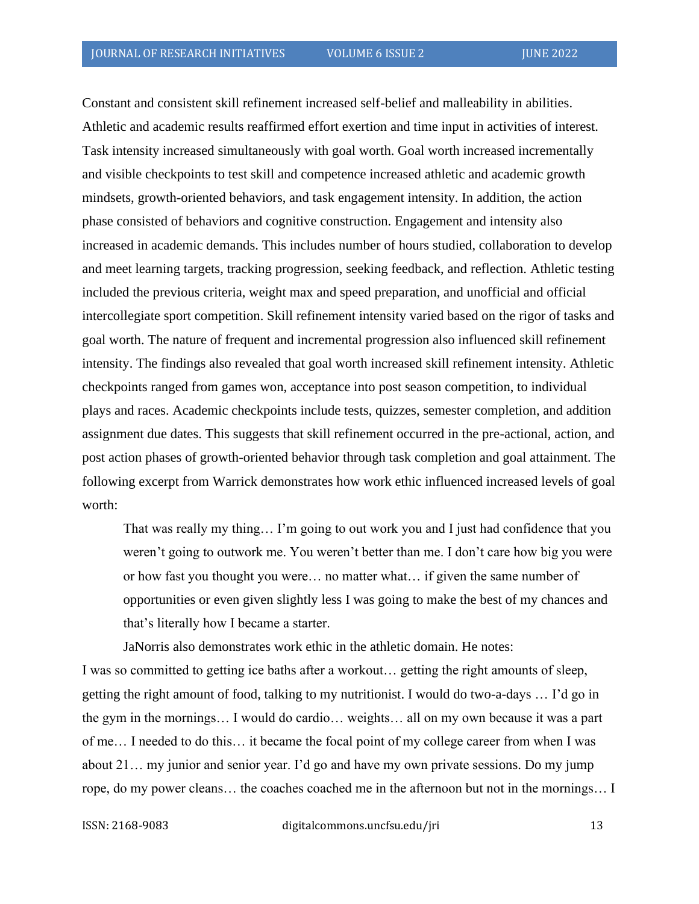Constant and consistent skill refinement increased self-belief and malleability in abilities. Athletic and academic results reaffirmed effort exertion and time input in activities of interest. Task intensity increased simultaneously with goal worth. Goal worth increased incrementally and visible checkpoints to test skill and competence increased athletic and academic growth mindsets, growth-oriented behaviors, and task engagement intensity. In addition, the action phase consisted of behaviors and cognitive construction. Engagement and intensity also increased in academic demands. This includes number of hours studied, collaboration to develop and meet learning targets, tracking progression, seeking feedback, and reflection. Athletic testing included the previous criteria, weight max and speed preparation, and unofficial and official intercollegiate sport competition. Skill refinement intensity varied based on the rigor of tasks and goal worth. The nature of frequent and incremental progression also influenced skill refinement intensity. The findings also revealed that goal worth increased skill refinement intensity. Athletic checkpoints ranged from games won, acceptance into post season competition, to individual plays and races. Academic checkpoints include tests, quizzes, semester completion, and addition assignment due dates. This suggests that skill refinement occurred in the pre-actional, action, and post action phases of growth-oriented behavior through task completion and goal attainment. The following excerpt from Warrick demonstrates how work ethic influenced increased levels of goal worth:

> That was really my thing… I'm going to out work you and I just had confidence that you weren't going to outwork me. You weren't better than me. I don't care how big you were or how fast you thought you were… no matter what… if given the same number of opportunities or even given slightly less I was going to make the best of my chances and that's literally how I became a starter.

JaNorris also demonstrates work ethic in the athletic domain. He notes:

I was so committed to getting ice baths after a workout… getting the right amounts of sleep, getting the right amount of food, talking to my nutritionist. I would do two-a-days … I'd go in the gym in the mornings… I would do cardio… weights… all on my own because it was a part of me… I needed to do this… it became the focal point of my college career from when I was about 21… my junior and senior year. I'd go and have my own private sessions. Do my jump rope, do my power cleans… the coaches coached me in the afternoon but not in the mornings… I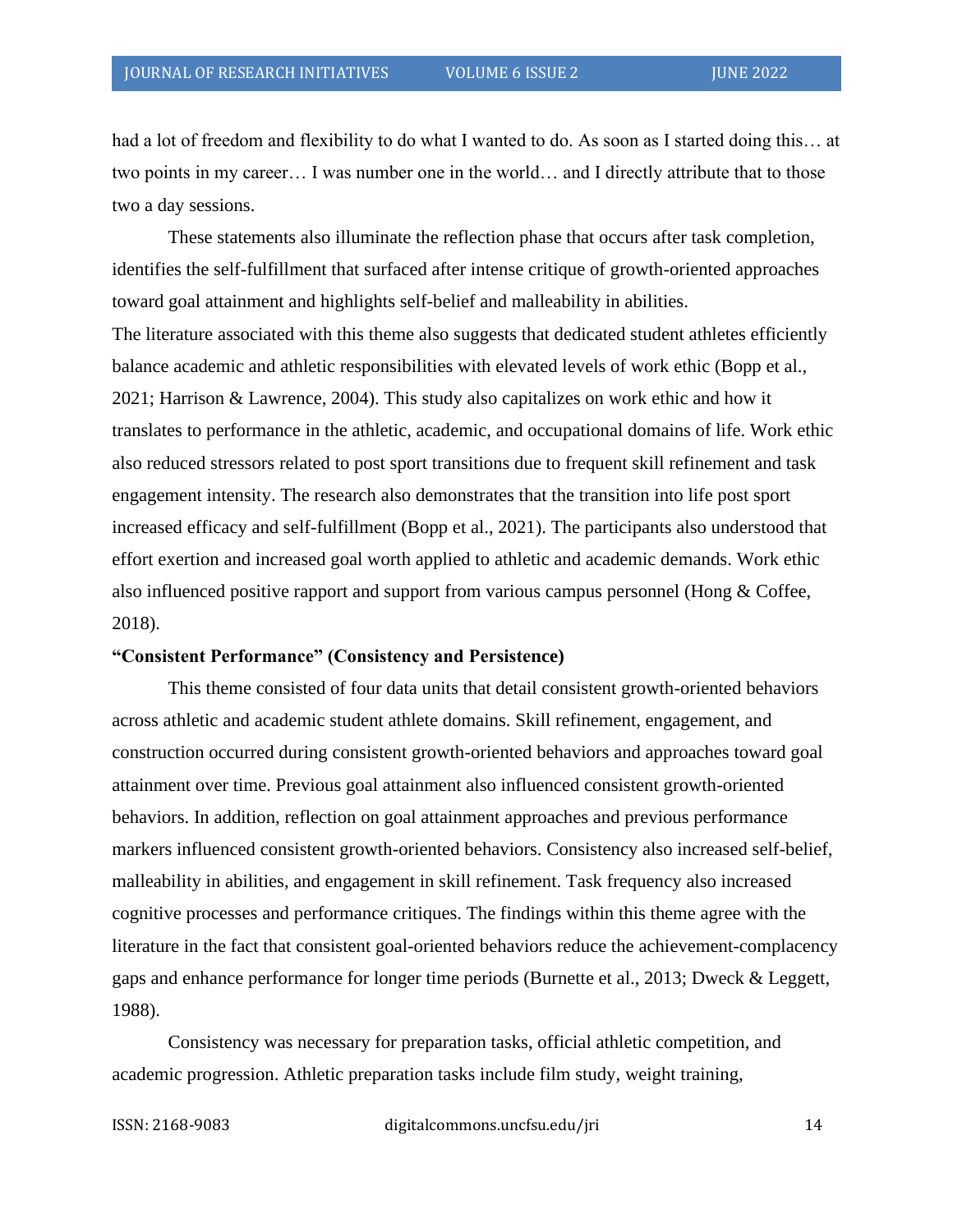had a lot of freedom and flexibility to do what I wanted to do. As soon as I started doing this… at two points in my career… I was number one in the world… and I directly attribute that to those two a day sessions.

These statements also illuminate the reflection phase that occurs after task completion, identifies the self-fulfillment that surfaced after intense critique of growth-oriented approaches toward goal attainment and highlights self-belief and malleability in abilities.

The literature associated with this theme also suggests that dedicated student athletes efficiently balance academic and athletic responsibilities with elevated levels of work ethic (Bopp et al., 2021; Harrison & Lawrence, 2004). This study also capitalizes on work ethic and how it translates to performance in the athletic, academic, and occupational domains of life. Work ethic also reduced stressors related to post sport transitions due to frequent skill refinement and task engagement intensity. The research also demonstrates that the transition into life post sport increased efficacy and self-fulfillment (Bopp et al., 2021). The participants also understood that effort exertion and increased goal worth applied to athletic and academic demands. Work ethic also influenced positive rapport and support from various campus personnel (Hong & Coffee, 2018).

**“Consistent Performance” (Consistency and Persistence)**

This theme consisted of four data units that detail consistent growth-oriented behaviors across athletic and academic student athlete domains. Skill refinement, engagement, and construction occurred during consistent growth-oriented behaviors and approaches toward goal attainment over time. Previous goal attainment also influenced consistent growth-oriented behaviors. In addition, reflection on goal attainment approaches and previous performance markers influenced consistent growth-oriented behaviors. Consistency also increased self-belief, malleability in abilities, and engagement in skill refinement. Task frequency also increased cognitive processes and performance critiques. The findings within this theme agree with the literature in the fact that consistent goal-oriented behaviors reduce the achievement-complacency gaps and enhance performance for longer time periods (Burnette et al., 2013; Dweck & Leggett, 1988).

Consistency was necessary for preparation tasks, official athletic competition, and academic progression. Athletic preparation tasks include film study, weight training,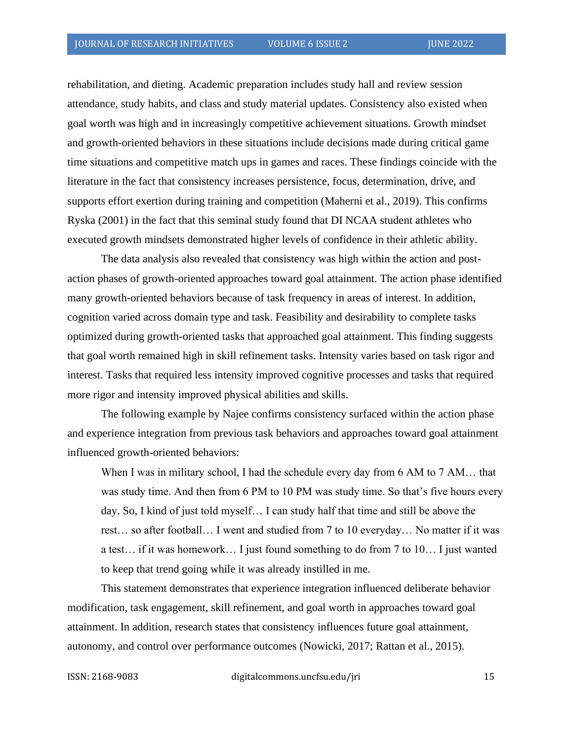rehabilitation, and dieting. Academic preparation includes study hall and review session attendance, study habits, and class and study material updates. Consistency also existed when goal worth was high and in increasingly competitive achievement situations. Growth mindset and growth-oriented behaviors in these situations include decisions made during critical game time situations and competitive match ups in games and races. These findings coincide with the literature in the fact that consistency increases persistence, focus, determination, drive, and supports effort exertion during training and competition (Maherni et al., 2019). This confirms Ryska (2001) in the fact that this seminal study found that DI NCAA student athletes who executed growth mindsets demonstrated higher levels of confidence in their athletic ability.

The data analysis also revealed that consistency was high within the action and post-action phases of growth-oriented approaches toward goal attainment. The action phase identified many growth-oriented behaviors because of task frequency in areas of interest. In addition, cognition varied across domain type and task. Feasibility and desirability to complete tasks optimized during growth-oriented tasks that approached goal attainment. This finding suggests that goal worth remained high in skill refinement tasks. Intensity varies based on task rigor and interest. Tasks that required less intensity improved cognitive processes and tasks that required more rigor and intensity improved physical abilities and skills.

The following example by Najee confirms consistency surfaced within the action phase and experience integration from previous task behaviors and approaches toward goal attainment influenced growth-oriented behaviors:

> When I was in military school, I had the schedule every day from 6 AM to 7 AM… that was study time. And then from 6 PM to 10 PM was study time. So that's five hours every day. So, I kind of just told myself… I can study half that time and still be above the rest… so after football… I went and studied from 7 to 10 everyday… No matter if it was a test… if it was homework… I just found something to do from 7 to 10… I just wanted to keep that trend going while it was already instilled in me.

This statement demonstrates that experience integration influenced deliberate behavior modification, task engagement, skill refinement, and goal worth in approaches toward goal attainment. In addition, research states that consistency influences future goal attainment, autonomy, and control over performance outcomes (Nowicki, 2017; Rattan et al., 2015).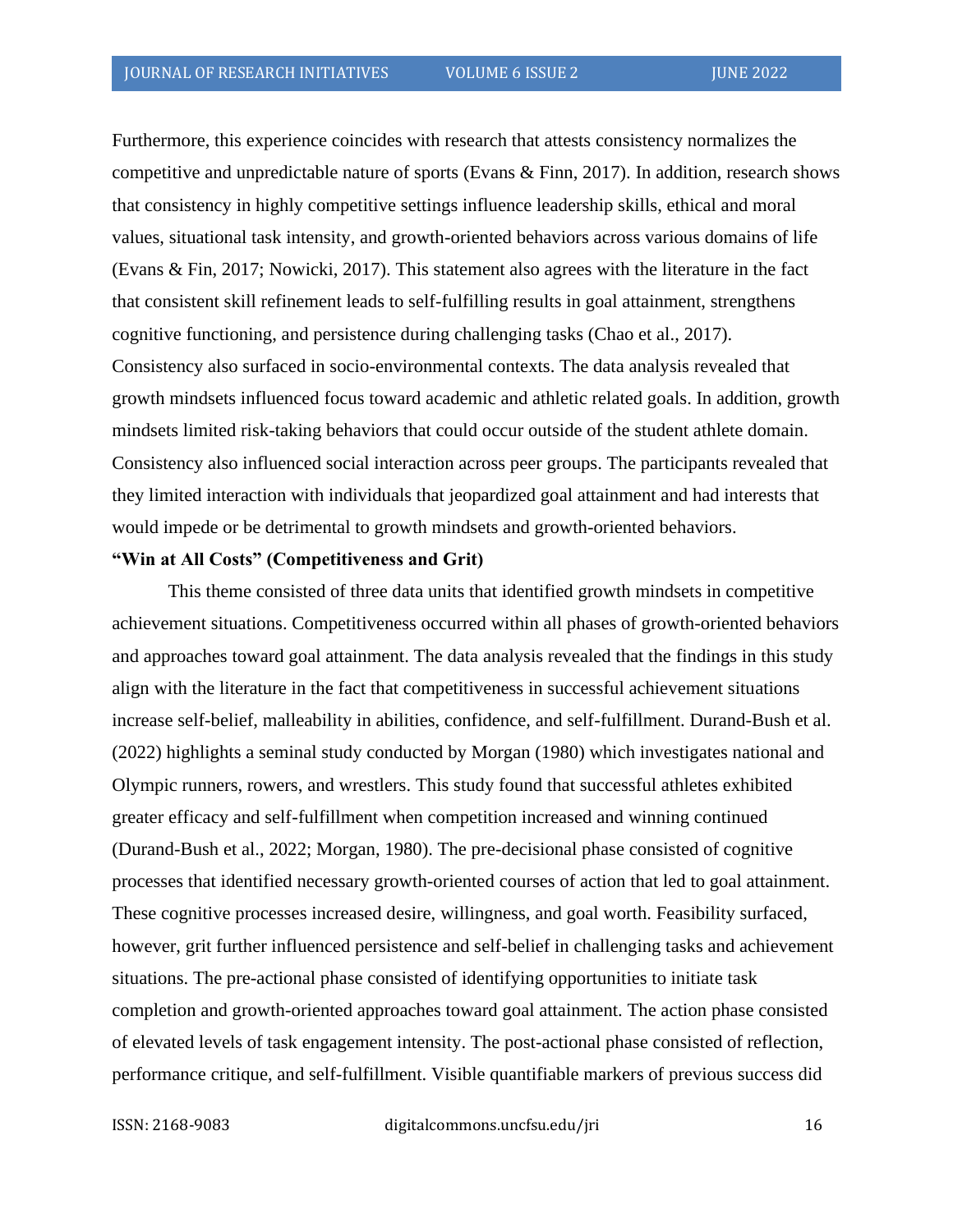Furthermore, this experience coincides with research that attests consistency normalizes the competitive and unpredictable nature of sports (Evans & Finn, 2017). In addition, research shows that consistency in highly competitive settings influence leadership skills, ethical and moral values, situational task intensity, and growth-oriented behaviors across various domains of life (Evans & Fin, 2017; Nowicki, 2017). This statement also agrees with the literature in the fact that consistent skill refinement leads to self-fulfilling results in goal attainment, strengthens cognitive functioning, and persistence during challenging tasks (Chao et al., 2017). Consistency also surfaced in socio-environmental contexts. The data analysis revealed that growth mindsets influenced focus toward academic and athletic related goals. In addition, growth mindsets limited risk-taking behaviors that could occur outside of the student athlete domain. Consistency also influenced social interaction across peer groups. The participants revealed that they limited interaction with individuals that jeopardized goal attainment and had interests that would impede or be detrimental to growth mindsets and growth-oriented behaviors.

**"Win at All Costs" (Competitiveness and Grit)**

This theme consisted of three data units that identified growth mindsets in competitive achievement situations. Competitiveness occurred within all phases of growth-oriented behaviors and approaches toward goal attainment. The data analysis revealed that the findings in this study align with the literature in the fact that competitiveness in successful achievement situations increase self-belief, malleability in abilities, confidence, and self-fulfillment. Durand-Bush et al. (2022) highlights a seminal study conducted by Morgan (1980) which investigates national and Olympic runners, rowers, and wrestlers. This study found that successful athletes exhibited greater efficacy and self-fulfillment when competition increased and winning continued (Durand-Bush et al., 2022; Morgan, 1980). The pre-decisional phase consisted of cognitive processes that identified necessary growth-oriented courses of action that led to goal attainment. These cognitive processes increased desire, willingness, and goal worth. Feasibility surfaced, however, grit further influenced persistence and self-belief in challenging tasks and achievement situations. The pre-actional phase consisted of identifying opportunities to initiate task completion and growth-oriented approaches toward goal attainment. The action phase consisted of elevated levels of task engagement intensity. The post-actional phase consisted of reflection, performance critique, and self-fulfillment. Visible quantifiable markers of previous success did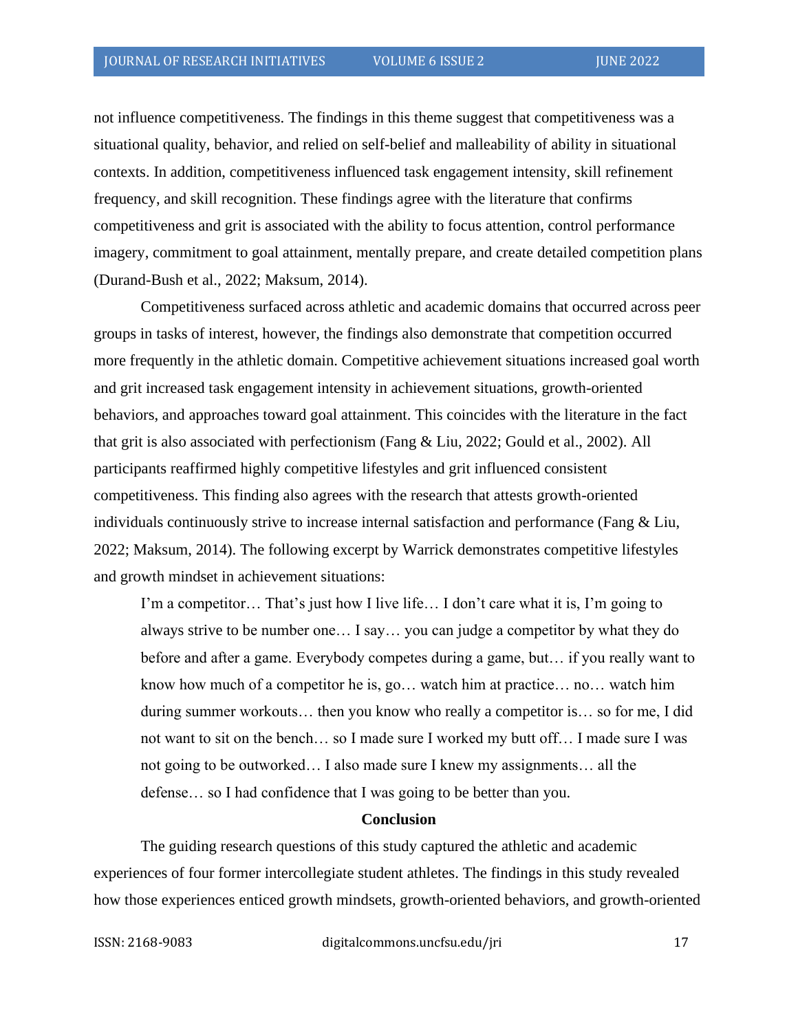not influence competitiveness. The findings in this theme suggest that competitiveness was a situational quality, behavior, and relied on self-belief and malleability of ability in situational contexts. In addition, competitiveness influenced task engagement intensity, skill refinement frequency, and skill recognition. These findings agree with the literature that confirms competitiveness and grit is associated with the ability to focus attention, control performance imagery, commitment to goal attainment, mentally prepare, and create detailed competition plans (Durand-Bush et al., 2022; Maksum, 2014).

Competitiveness surfaced across athletic and academic domains that occurred across peer groups in tasks of interest, however, the findings also demonstrate that competition occurred more frequently in the athletic domain. Competitive achievement situations increased goal worth and grit increased task engagement intensity in achievement situations, growth-oriented behaviors, and approaches toward goal attainment. This coincides with the literature in the fact that grit is also associated with perfectionism (Fang & Liu, 2022; Gould et al., 2002). All participants reaffirmed highly competitive lifestyles and grit influenced consistent competitiveness. This finding also agrees with the research that attests growth-oriented individuals continuously strive to increase internal satisfaction and performance (Fang & Liu, 2022; Maksum, 2014). The following excerpt by Warrick demonstrates competitive lifestyles and growth mindset in achievement situations:

> I'm a competitor… That's just how I live life… I don't care what it is, I'm going to always strive to be number one… I say… you can judge a competitor by what they do before and after a game. Everybody competes during a game, but… if you really want to know how much of a competitor he is, go… watch him at practice… no… watch him during summer workouts… then you know who really a competitor is… so for me, I did not want to sit on the bench… so I made sure I worked my butt off… I made sure I was not going to be outworked… I also made sure I knew my assignments… all the defense… so I had confidence that I was going to be better than you.

## Conclusion

The guiding research questions of this study captured the athletic and academic experiences of four former intercollegiate student athletes. The findings in this study revealed how those experiences enticed growth mindsets, growth-oriented behaviors, and growth-oriented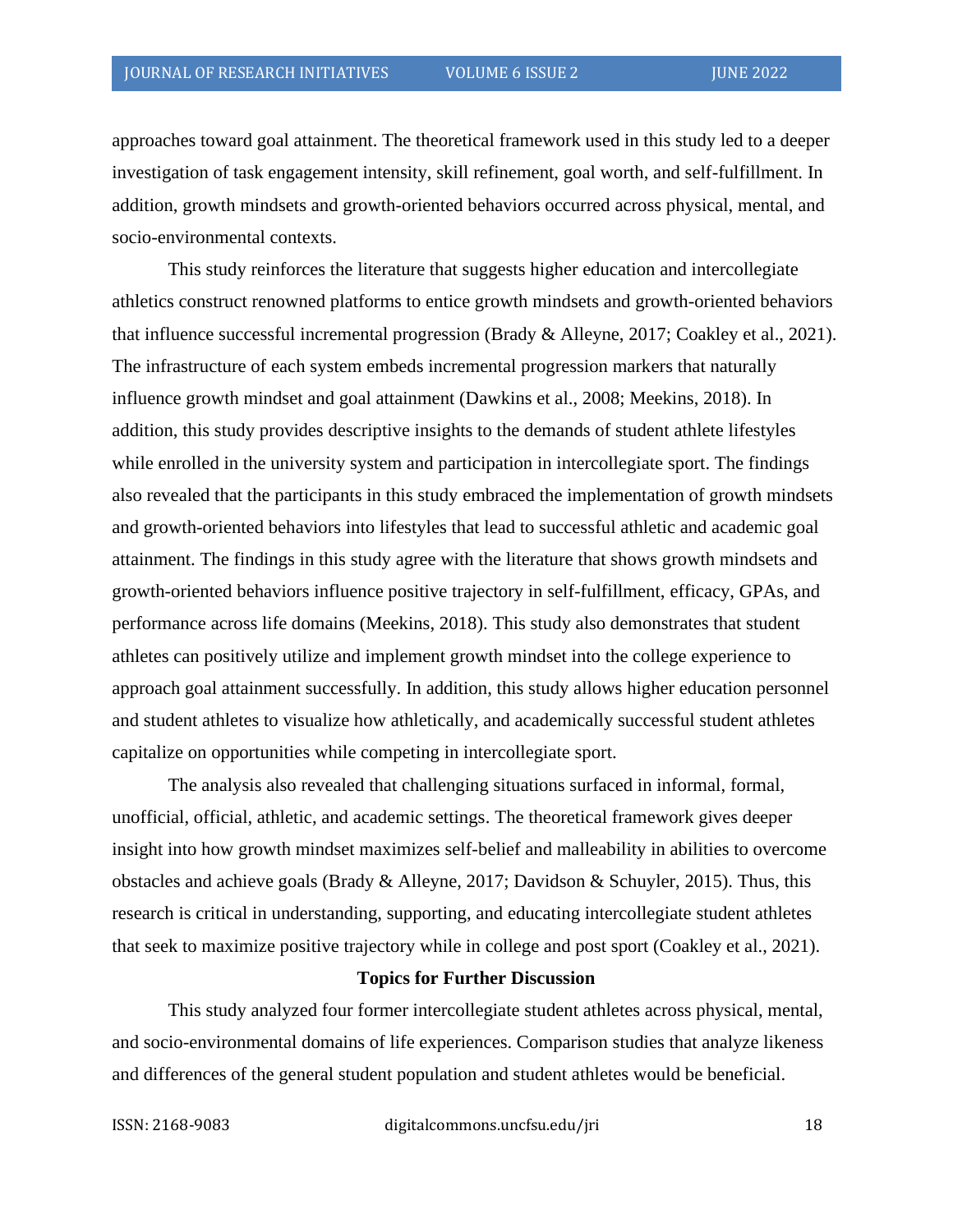approaches toward goal attainment. The theoretical framework used in this study led to a deeper investigation of task engagement intensity, skill refinement, goal worth, and self-fulfillment. In addition, growth mindsets and growth-oriented behaviors occurred across physical, mental, and socio-environmental contexts.

This study reinforces the literature that suggests higher education and intercollegiate athletics construct renowned platforms to entice growth mindsets and growth-oriented behaviors that influence successful incremental progression (Brady & Alleyne, 2017; Coakley et al., 2021). The infrastructure of each system embeds incremental progression markers that naturally influence growth mindset and goal attainment (Dawkins et al., 2008; Meekins, 2018). In addition, this study provides descriptive insights to the demands of student athlete lifestyles while enrolled in the university system and participation in intercollegiate sport. The findings also revealed that the participants in this study embraced the implementation of growth mindsets and growth-oriented behaviors into lifestyles that lead to successful athletic and academic goal attainment. The findings in this study agree with the literature that shows growth mindsets and growth-oriented behaviors influence positive trajectory in self-fulfillment, efficacy, GPAs, and performance across life domains (Meekins, 2018). This study also demonstrates that student athletes can positively utilize and implement growth mindset into the college experience to approach goal attainment successfully. In addition, this study allows higher education personnel and student athletes to visualize how athletically, and academically successful student athletes capitalize on opportunities while competing in intercollegiate sport.

The analysis also revealed that challenging situations surfaced in informal, formal, unofficial, official, athletic, and academic settings. The theoretical framework gives deeper insight into how growth mindset maximizes self-belief and malleability in abilities to overcome obstacles and achieve goals (Brady & Alleyne, 2017; Davidson & Schuyler, 2015). Thus, this research is critical in understanding, supporting, and educating intercollegiate student athletes that seek to maximize positive trajectory while in college and post sport (Coakley et al., 2021).

## Topics for Further Discussion

This study analyzed four former intercollegiate student athletes across physical, mental, and socio-environmental domains of life experiences. Comparison studies that analyze likeness and differences of the general student population and student athletes would be beneficial.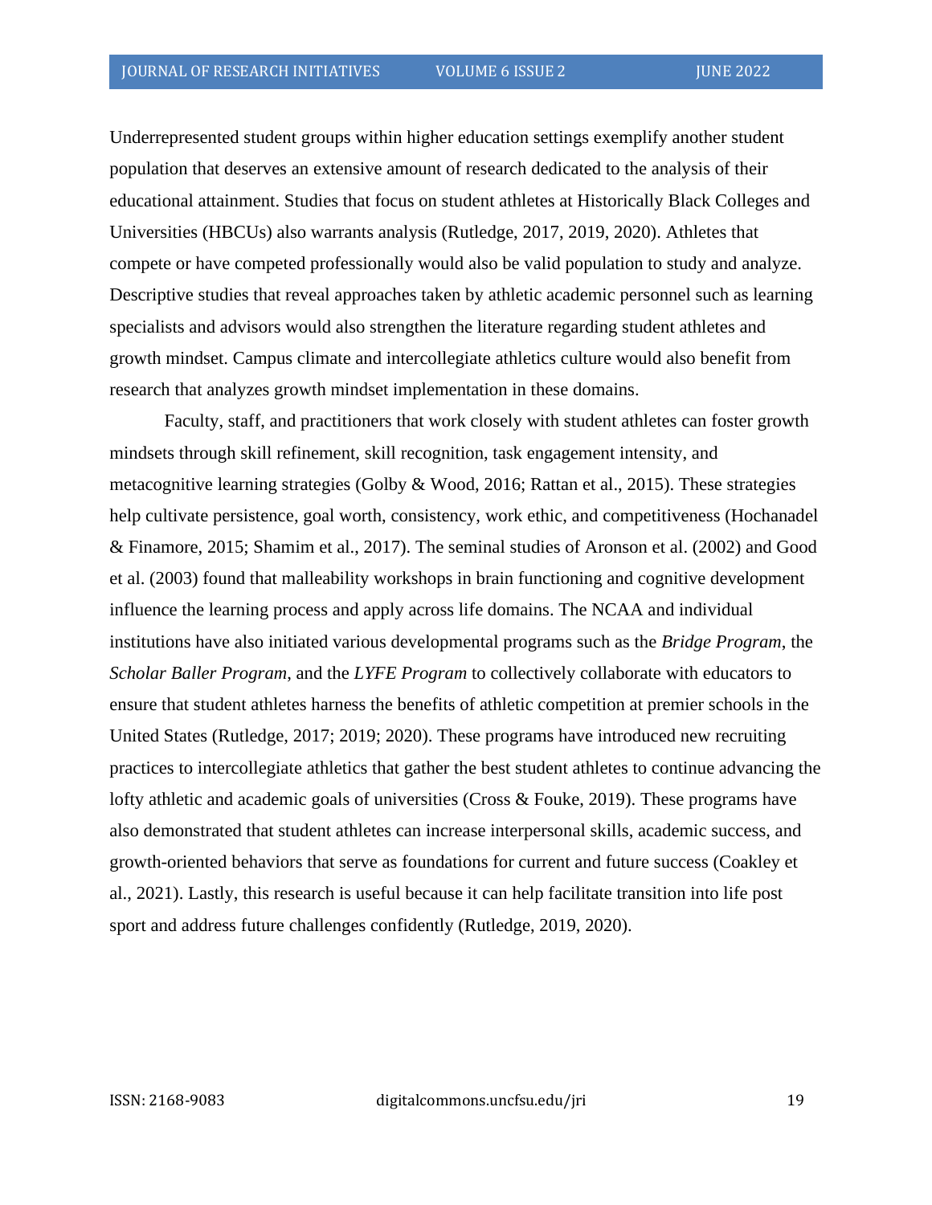Underrepresented student groups within higher education settings exemplify another student population that deserves an extensive amount of research dedicated to the analysis of their educational attainment. Studies that focus on student athletes at Historically Black Colleges and Universities (HBCUs) also warrants analysis (Rutledge, 2017, 2019, 2020). Athletes that compete or have competed professionally would also be valid population to study and analyze. Descriptive studies that reveal approaches taken by athletic academic personnel such as learning specialists and advisors would also strengthen the literature regarding student athletes and growth mindset. Campus climate and intercollegiate athletics culture would also benefit from research that analyzes growth mindset implementation in these domains.

Faculty, staff, and practitioners that work closely with student athletes can foster growth mindsets through skill refinement, skill recognition, task engagement intensity, and metacognitive learning strategies (Golby & Wood, 2016; Rattan et al., 2015). These strategies help cultivate persistence, goal worth, consistency, work ethic, and competitiveness (Hochanadel & Finamore, 2015; Shamim et al., 2017). The seminal studies of Aronson et al. (2002) and Good et al. (2003) found that malleability workshops in brain functioning and cognitive development influence the learning process and apply across life domains. The NCAA and individual institutions have also initiated various developmental programs such as the *Bridge Program*, the *Scholar Baller Program*, and the *LYFE Program* to collectively collaborate with educators to ensure that student athletes harness the benefits of athletic competition at premier schools in the United States (Rutledge, 2017; 2019; 2020). These programs have introduced new recruiting practices to intercollegiate athletics that gather the best student athletes to continue advancing the lofty athletic and academic goals of universities (Cross & Fouke, 2019). These programs have also demonstrated that student athletes can increase interpersonal skills, academic success, and growth-oriented behaviors that serve as foundations for current and future success (Coakley et al., 2021). Lastly, this research is useful because it can help facilitate transition into life post sport and address future challenges confidently (Rutledge, 2019, 2020).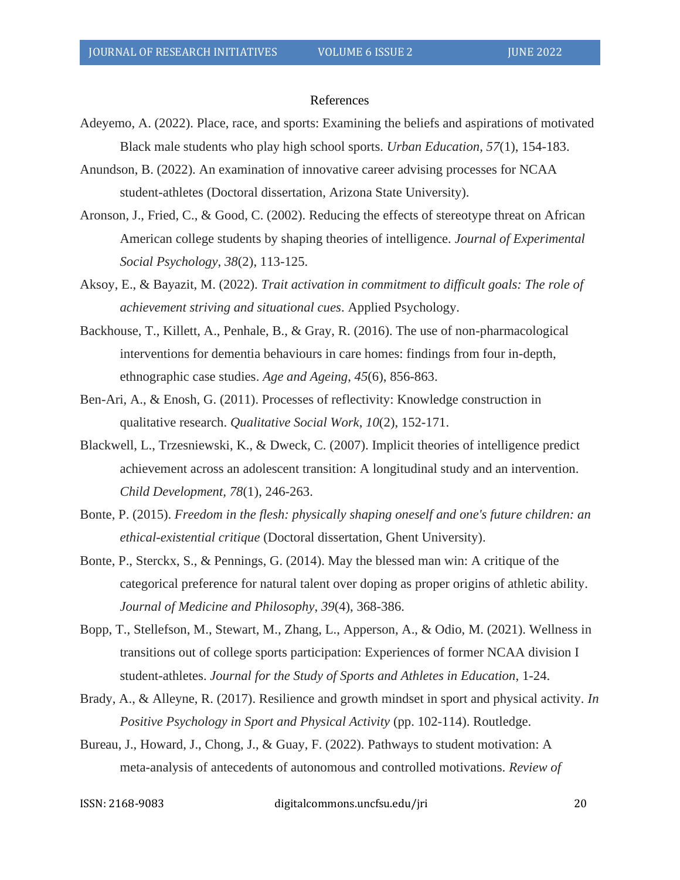References

Adeyemo, A. (2022). Place, race, and sports: Examining the beliefs and aspirations of motivated Black male students who play high school sports. *Urban Education*, *57*(1), 154-183.

Anundson, B. (2022). An examination of innovative career advising processes for NCAA student-athletes (Doctoral dissertation, Arizona State University).

Aronson, J., Fried, C., & Good, C. (2002). Reducing the effects of stereotype threat on African American college students by shaping theories of intelligence. *Journal of Experimental Social Psychology*, *38*(2), 113-125.

Aksoy, E., & Bayazit, M. (2022). *Trait activation in commitment to difficult goals: The role of achievement striving and situational cues*. Applied Psychology.

Backhouse, T., Killett, A., Penhale, B., & Gray, R. (2016). The use of non-pharmacological interventions for dementia behaviours in care homes: findings from four in-depth, ethnographic case studies. *Age and Ageing*, *45*(6), 856-863.

Ben-Ari, A., & Enosh, G. (2011). Processes of reflectivity: Knowledge construction in qualitative research. *Qualitative Social Work*, *10*(2), 152-171.

Blackwell, L., Trzesniewski, K., & Dweck, C. (2007). Implicit theories of intelligence predict achievement across an adolescent transition: A longitudinal study and an intervention. *Child Development*, *78*(1), 246-263.

Bonte, P. (2015). *Freedom in the flesh: physically shaping oneself and one's future children: an ethical-existential critique* (Doctoral dissertation, Ghent University).

Bonte, P., Sterckx, S., & Pennings, G. (2014). May the blessed man win: A critique of the categorical preference for natural talent over doping as proper origins of athletic ability. *Journal of Medicine and Philosophy*, *39*(4), 368-386.

Bopp, T., Stellefson, M., Stewart, M., Zhang, L., Apperson, A., & Odio, M. (2021). Wellness in transitions out of college sports participation: Experiences of former NCAA division I student-athletes. *Journal for the Study of Sports and Athletes in Education*, 1-24.

Brady, A., & Alleyne, R. (2017). Resilience and growth mindset in sport and physical activity. *In Positive Psychology in Sport and Physical Activity* (pp. 102-114). Routledge.

Bureau, J., Howard, J., Chong, J., & Guay, F. (2022). Pathways to student motivation: A meta-analysis of antecedents of autonomous and controlled motivations. *Review of*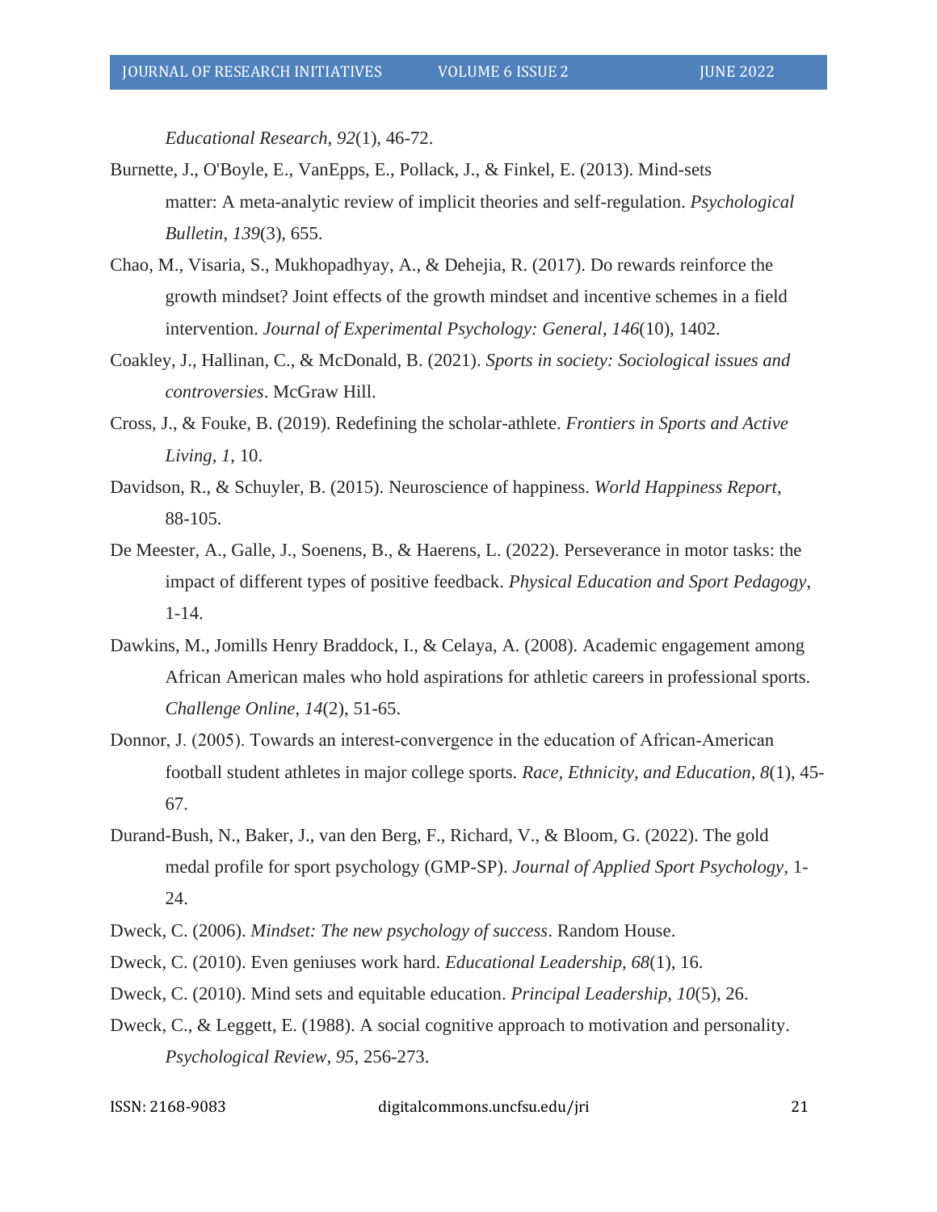*Educational Research, 92*(1), 46-72.

Burnette, J., O'Boyle, E., VanEpps, E., Pollack, J., & Finkel, E. (2013). Mind-sets matter: A meta-analytic review of implicit theories and self-regulation. *Psychological Bulletin*, *139*(3), 655.

Chao, M., Visaria, S., Mukhopadhyay, A., & Dehejia, R. (2017). Do rewards reinforce the growth mindset? Joint effects of the growth mindset and incentive schemes in a field intervention. *Journal of Experimental Psychology: General*, *146*(10), 1402.

Coakley, J., Hallinan, C., & McDonald, B. (2021). *Sports in society: Sociological issues and controversies*. McGraw Hill.

Cross, J., & Fouke, B. (2019). Redefining the scholar-athlete. *Frontiers in Sports and Active Living*, *1*, 10.

Davidson, R., & Schuyler, B. (2015). Neuroscience of happiness. *World Happiness Report*, 88-105.

De Meester, A., Galle, J., Soenens, B., & Haerens, L. (2022). Perseverance in motor tasks: the impact of different types of positive feedback. *Physical Education and Sport Pedagogy*, 1-14.

Dawkins, M., Jomills Henry Braddock, I., & Celaya, A. (2008). Academic engagement among African American males who hold aspirations for athletic careers in professional sports. *Challenge Online*, *14*(2), 51-65.

Donnor, J. (2005). Towards an interest-convergence in the education of African-American football student athletes in major college sports. *Race, Ethnicity, and Education, 8*(1), 45-67.

Durand-Bush, N., Baker, J., van den Berg, F., Richard, V., & Bloom, G. (2022). The gold medal profile for sport psychology (GMP-SP). *Journal of Applied Sport Psychology*, 1-24.

Dweck, C. (2006). *Mindset: The new psychology of success*. Random House.

Dweck, C. (2010). Even geniuses work hard. *Educational Leadership*, *68*(1), 16.

Dweck, C. (2010). Mind sets and equitable education. *Principal Leadership, 10*(5), 26.

Dweck, C., & Leggett, E. (1988). A social cognitive approach to motivation and personality. *Psychological Review*, *95*, 256-273.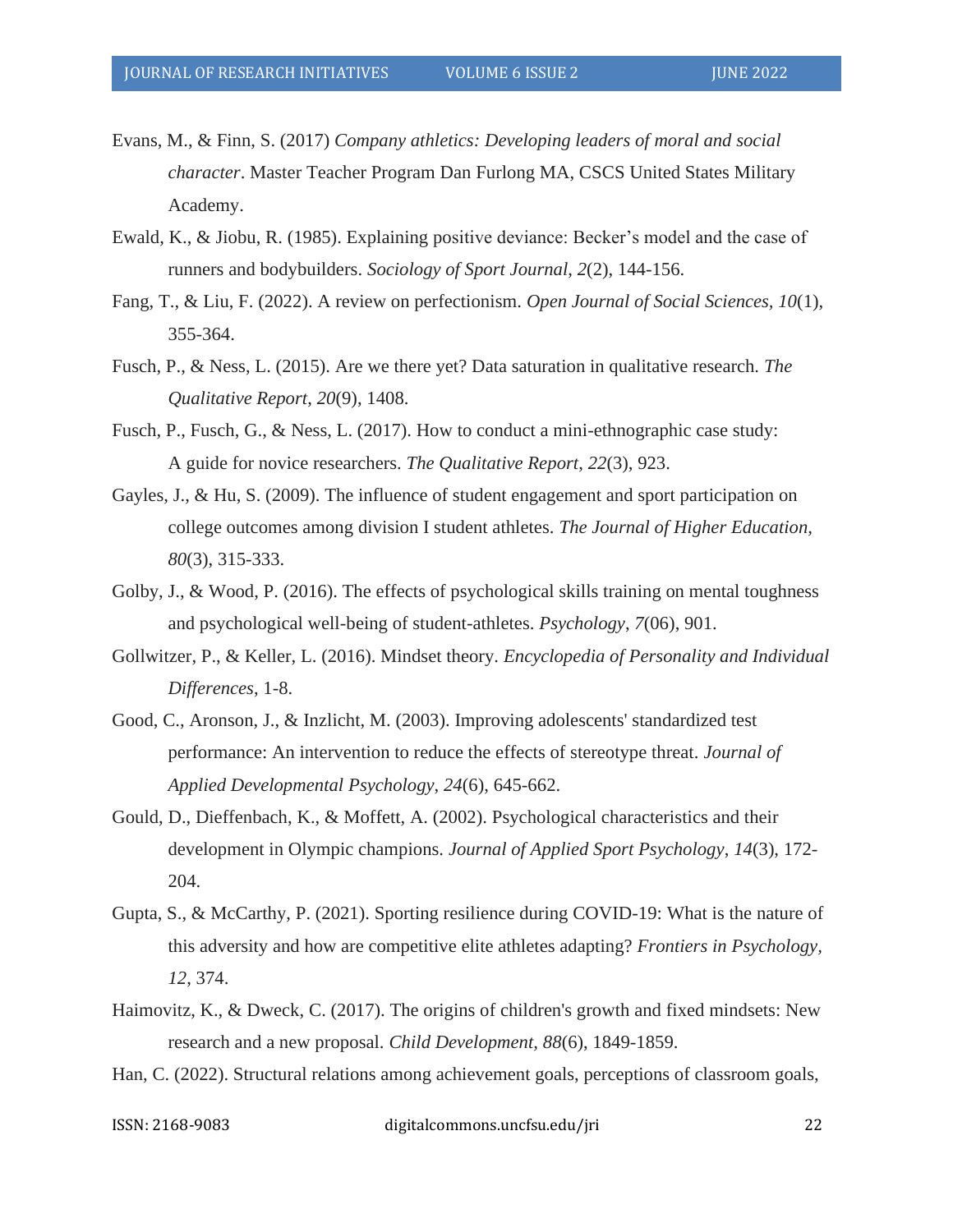Evans, M., & Finn, S. (2017) *Company athletics: Developing leaders of moral and social character*. Master Teacher Program Dan Furlong MA, CSCS United States Military Academy.

Ewald, K., & Jiobu, R. (1985). Explaining positive deviance: Becker's model and the case of runners and bodybuilders. *Sociology of Sport Journal*, *2*(2), 144-156.

Fang, T., & Liu, F. (2022). A review on perfectionism. *Open Journal of Social Sciences, 10*(1), 355-364.

Fusch, P., & Ness, L. (2015). Are we there yet? Data saturation in qualitative research. *The Qualitative Report*, *20*(9), 1408.

Fusch, P., Fusch, G., & Ness, L. (2017). How to conduct a mini-ethnographic case study: A guide for novice researchers. *The Qualitative Report*, *22*(3), 923.

Gayles, J., & Hu, S. (2009). The influence of student engagement and sport participation on college outcomes among division I student athletes. *The Journal of Higher Education, 80*(3), 315-333.

Golby, J., & Wood, P. (2016). The effects of psychological skills training on mental toughness and psychological well-being of student-athletes. *Psychology*, *7*(06), 901.

Gollwitzer, P., & Keller, L. (2016). Mindset theory. *Encyclopedia of Personality and Individual Differences*, 1-8.

Good, C., Aronson, J., & Inzlicht, M. (2003). Improving adolescents' standardized test performance: An intervention to reduce the effects of stereotype threat. *Journal of Applied Developmental Psychology*, *24*(6), 645-662.

Gould, D., Dieffenbach, K., & Moffett, A. (2002). Psychological characteristics and their development in Olympic champions. *Journal of Applied Sport Psychology*, *14*(3), 172-204.

Gupta, S., & McCarthy, P. (2021). Sporting resilience during COVID-19: What is the nature of this adversity and how are competitive elite athletes adapting? *Frontiers in Psychology*, *12*, 374.

Haimovitz, K., & Dweck, C. (2017). The origins of children's growth and fixed mindsets: New research and a new proposal. *Child Development, 88*(6), 1849-1859.

Han, C. (2022). Structural relations among achievement goals, perceptions of classroom goals,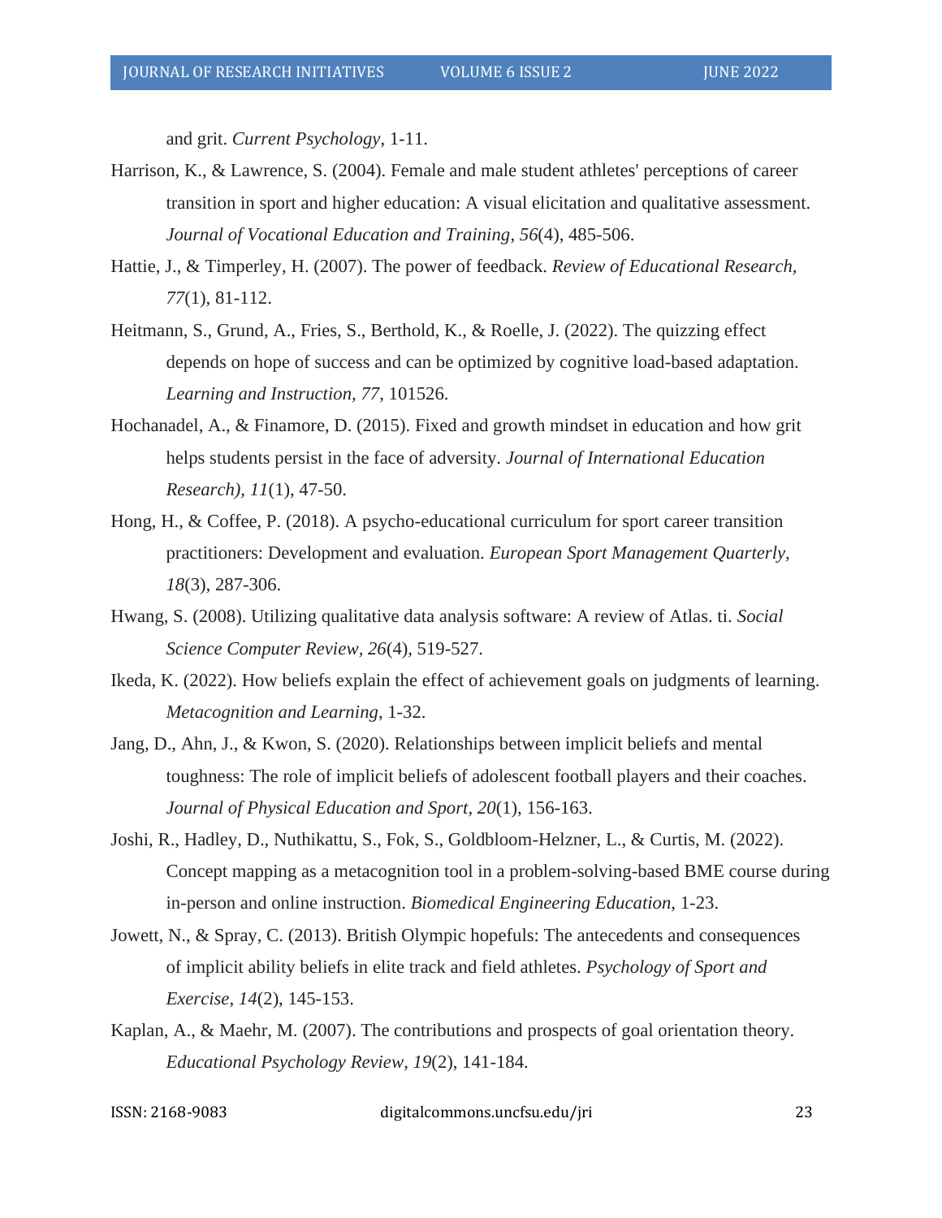and grit. *Current Psychology*, 1-11.

Harrison, K., & Lawrence, S. (2004). Female and male student athletes' perceptions of career transition in sport and higher education: A visual elicitation and qualitative assessment. *Journal of Vocational Education and Training*, *56*(4), 485-506.

Hattie, J., & Timperley, H. (2007). The power of feedback. *Review of Educational Research*, *77*(1), 81-112.

Heitmann, S., Grund, A., Fries, S., Berthold, K., & Roelle, J. (2022). The quizzing effect depends on hope of success and can be optimized by cognitive load-based adaptation. *Learning and Instruction, 77*, 101526.

Hochanadel, A., & Finamore, D. (2015). Fixed and growth mindset in education and how grit helps students persist in the face of adversity. *Journal of International Education Research), 11*(1), 47-50.

Hong, H., & Coffee, P. (2018). A psycho-educational curriculum for sport career transition practitioners: Development and evaluation. *European Sport Management Quarterly, 18*(3), 287-306.

Hwang, S. (2008). Utilizing qualitative data analysis software: A review of Atlas. ti. *Social Science Computer Review*, *26*(4), 519-527.

Ikeda, K. (2022). How beliefs explain the effect of achievement goals on judgments of learning. *Metacognition and Learning*, 1-32.

Jang, D., Ahn, J., & Kwon, S. (2020). Relationships between implicit beliefs and mental toughness: The role of implicit beliefs of adolescent football players and their coaches. *Journal of Physical Education and Sport, 20*(1), 156-163.

Joshi, R., Hadley, D., Nuthikattu, S., Fok, S., Goldbloom-Helzner, L., & Curtis, M. (2022). Concept mapping as a metacognition tool in a problem-solving-based BME course during in-person and online instruction. *Biomedical Engineering Education*, 1-23.

Jowett, N., & Spray, C. (2013). British Olympic hopefuls: The antecedents and consequences of implicit ability beliefs in elite track and field athletes. *Psychology of Sport and Exercise*, *14*(2), 145-153.

Kaplan, A., & Maehr, M. (2007). The contributions and prospects of goal orientation theory. *Educational Psychology Review*, *19*(2), 141-184.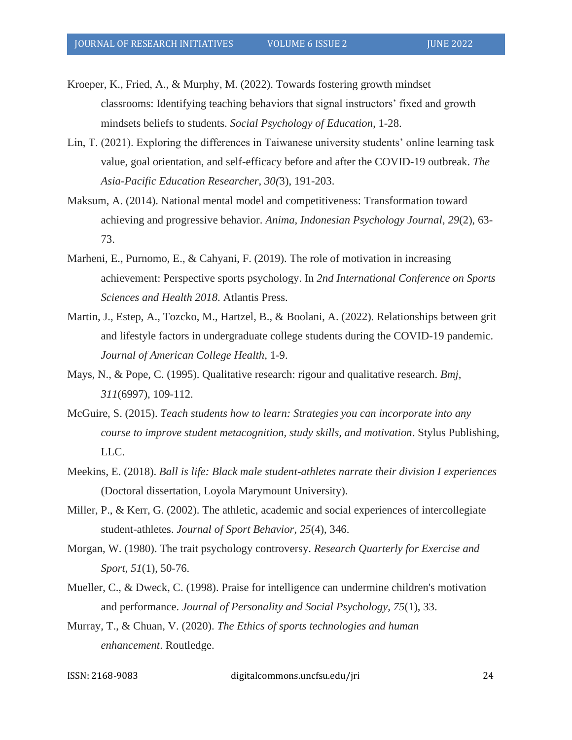Kroeper, K., Fried, A., & Murphy, M. (2022). Towards fostering growth mindset classrooms: Identifying teaching behaviors that signal instructors' fixed and growth mindsets beliefs to students. *Social Psychology of Education*, 1-28.

Lin, T. (2021). Exploring the differences in Taiwanese university students' online learning task value, goal orientation, and self-efficacy before and after the COVID-19 outbreak. *The Asia-Pacific Education Researcher*, *30(*3), 191-203.

Maksum, A. (2014). National mental model and competitiveness: Transformation toward achieving and progressive behavior. *Anima, Indonesian Psychology Journal*, *29*(2), 63-73.

Marheni, E., Purnomo, E., & Cahyani, F. (2019). The role of motivation in increasing achievement: Perspective sports psychology. In *2nd International Conference on Sports Sciences and Health 2018*. Atlantis Press.

Martin, J., Estep, A., Tozcko, M., Hartzel, B., & Boolani, A. (2022). Relationships between grit and lifestyle factors in undergraduate college students during the COVID-19 pandemic. *Journal of American College Health*, 1-9.

Mays, N., & Pope, C. (1995). Qualitative research: rigour and qualitative research. *Bmj*, *311*(6997), 109-112.

McGuire, S. (2015). *Teach students how to learn: Strategies you can incorporate into any course to improve student metacognition, study skills, and motivation*. Stylus Publishing, LLC.

Meekins, E. (2018). *Ball is life: Black male student-athletes narrate their division I experiences* (Doctoral dissertation, Loyola Marymount University).

Miller, P., & Kerr, G. (2002). The athletic, academic and social experiences of intercollegiate student-athletes. *Journal of Sport Behavior*, *25*(4), 346.

Morgan, W. (1980). The trait psychology controversy. *Research Quarterly for Exercise and Sport*, *51*(1), 50-76.

Mueller, C., & Dweck, C. (1998). Praise for intelligence can undermine children's motivation and performance. *Journal of Personality and Social Psychology*, *75*(1), 33.

Murray, T., & Chuan, V. (2020). *The Ethics of sports technologies and human enhancement*. Routledge.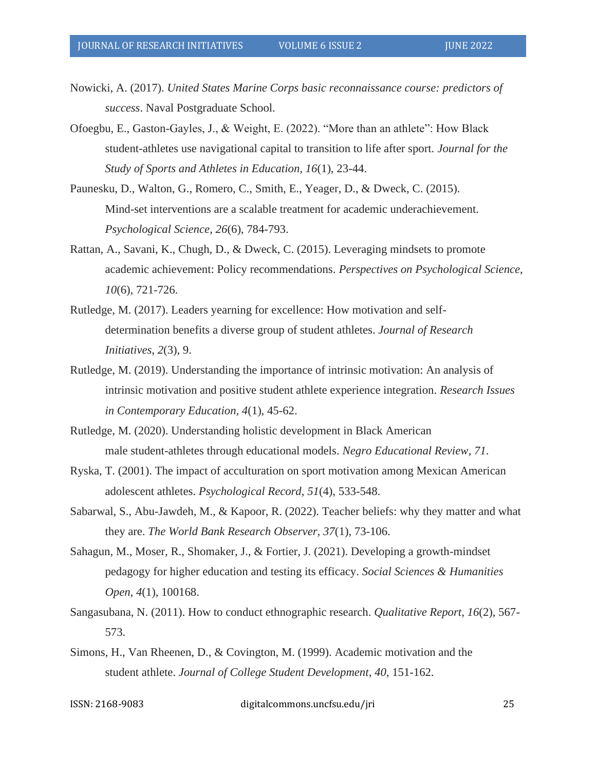Nowicki, A. (2017). *United States Marine Corps basic reconnaissance course: predictors of success*. Naval Postgraduate School.

Ofoegbu, E., Gaston-Gayles, J., & Weight, E. (2022). "More than an athlete": How Black student-athletes use navigational capital to transition to life after sport. *Journal for the Study of Sports and Athletes in Education*, *16*(1), 23-44.

Paunesku, D., Walton, G., Romero, C., Smith, E., Yeager, D., & Dweck, C. (2015). Mind-set interventions are a scalable treatment for academic underachievement. *Psychological Science*, *26*(6), 784-793.

Rattan, A., Savani, K., Chugh, D., & Dweck, C. (2015). Leveraging mindsets to promote academic achievement: Policy recommendations. *Perspectives on Psychological Science*, *10*(6), 721-726.

Rutledge, M. (2017). Leaders yearning for excellence: How motivation and self-determination benefits a diverse group of student athletes. *Journal of Research Initiatives*, *2*(3), 9.

Rutledge, M. (2019). Understanding the importance of intrinsic motivation: An analysis of intrinsic motivation and positive student athlete experience integration. *Research Issues in Contemporary Education, 4*(1), 45-62.

Rutledge, M. (2020). Understanding holistic development in Black American male student-athletes through educational models. *Negro Educational Review*, *71*.

Ryska, T. (2001). The impact of acculturation on sport motivation among Mexican American adolescent athletes. *Psychological Record, 51*(4), 533-548.

Sabarwal, S., Abu-Jawdeh, M., & Kapoor, R. (2022). Teacher beliefs: why they matter and what they are. *The World Bank Research Observer, 37*(1), 73-106.

Sahagun, M., Moser, R., Shomaker, J., & Fortier, J. (2021). Developing a growth-mindset pedagogy for higher education and testing its efficacy. *Social Sciences & Humanities Open*, *4*(1), 100168.

Sangasubana, N. (2011). How to conduct ethnographic research. *Qualitative Report*, *16*(2), 567-573.

Simons, H., Van Rheenen, D., & Covington, M. (1999). Academic motivation and the student athlete. *Journal of College Student Development*, *40*, 151-162.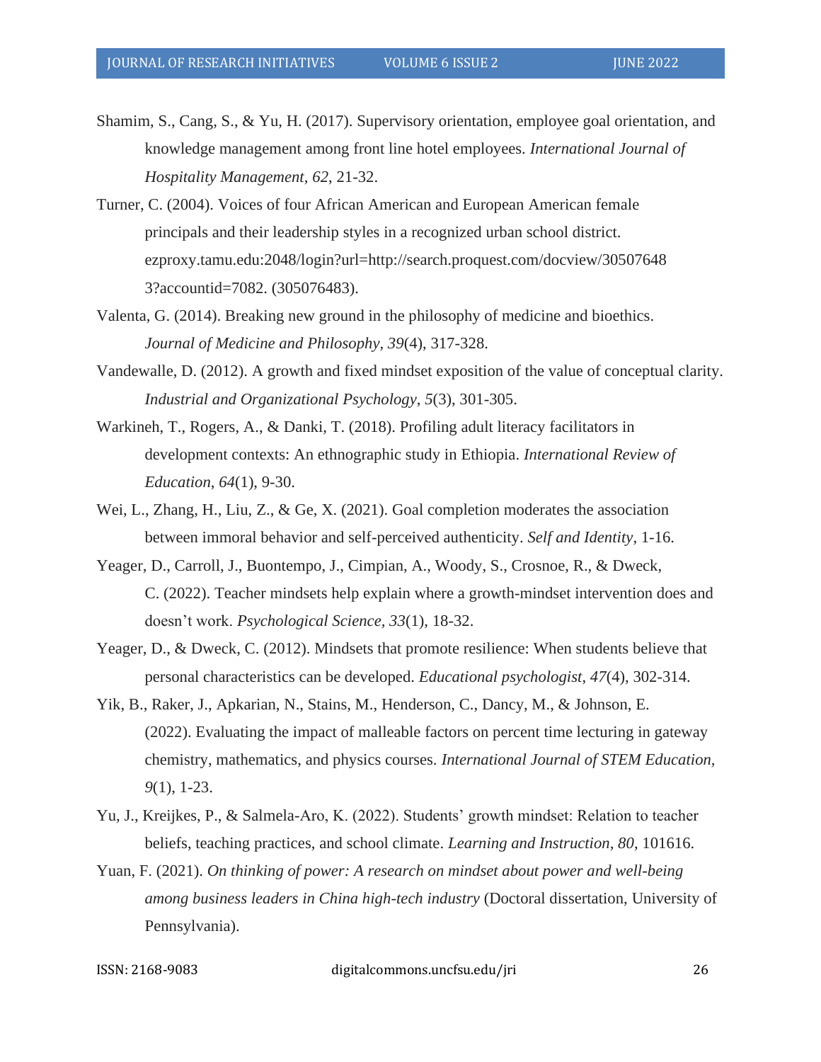Shamim, S., Cang, S., & Yu, H. (2017). Supervisory orientation, employee goal orientation, and knowledge management among front line hotel employees. *International Journal of Hospitality Management*, *62*, 21-32.

Turner, C. (2004). Voices of four African American and European American female principals and their leadership styles in a recognized urban school district. ezproxy.tamu.edu:2048/login?url=http://search.proquest.com/docview/305076483?accountid=7082. (305076483).

Valenta, G. (2014). Breaking new ground in the philosophy of medicine and bioethics. *Journal of Medicine and Philosophy, 39*(4), 317-328.

Vandewalle, D. (2012). A growth and fixed mindset exposition of the value of conceptual clarity. *Industrial and Organizational Psychology*, *5*(3), 301-305.

Warkineh, T., Rogers, A., & Danki, T. (2018). Profiling adult literacy facilitators in development contexts: An ethnographic study in Ethiopia. *International Review of Education*, *64*(1), 9-30.

Wei, L., Zhang, H., Liu, Z., & Ge, X. (2021). Goal completion moderates the association between immoral behavior and self-perceived authenticity. *Self and Identity*, 1-16.

Yeager, D., Carroll, J., Buontempo, J., Cimpian, A., Woody, S., Crosnoe, R., & Dweck, C. (2022). Teacher mindsets help explain where a growth-mindset intervention does and doesn't work. *Psychological Science, 33*(1), 18-32.

Yeager, D., & Dweck, C. (2012). Mindsets that promote resilience: When students believe that personal characteristics can be developed. *Educational psychologist*, *47*(4), 302-314.

Yik, B., Raker, J., Apkarian, N., Stains, M., Henderson, C., Dancy, M., & Johnson, E. (2022). Evaluating the impact of malleable factors on percent time lecturing in gateway chemistry, mathematics, and physics courses. *International Journal of STEM Education*, *9*(1), 1-23.

Yu, J., Kreijkes, P., & Salmela-Aro, K. (2022). Students' growth mindset: Relation to teacher beliefs, teaching practices, and school climate. *Learning and Instruction*, *80*, 101616.

Yuan, F. (2021). *On thinking of power: A research on mindset about power and well-being among business leaders in China high-tech industry* (Doctoral dissertation, University of Pennsylvania).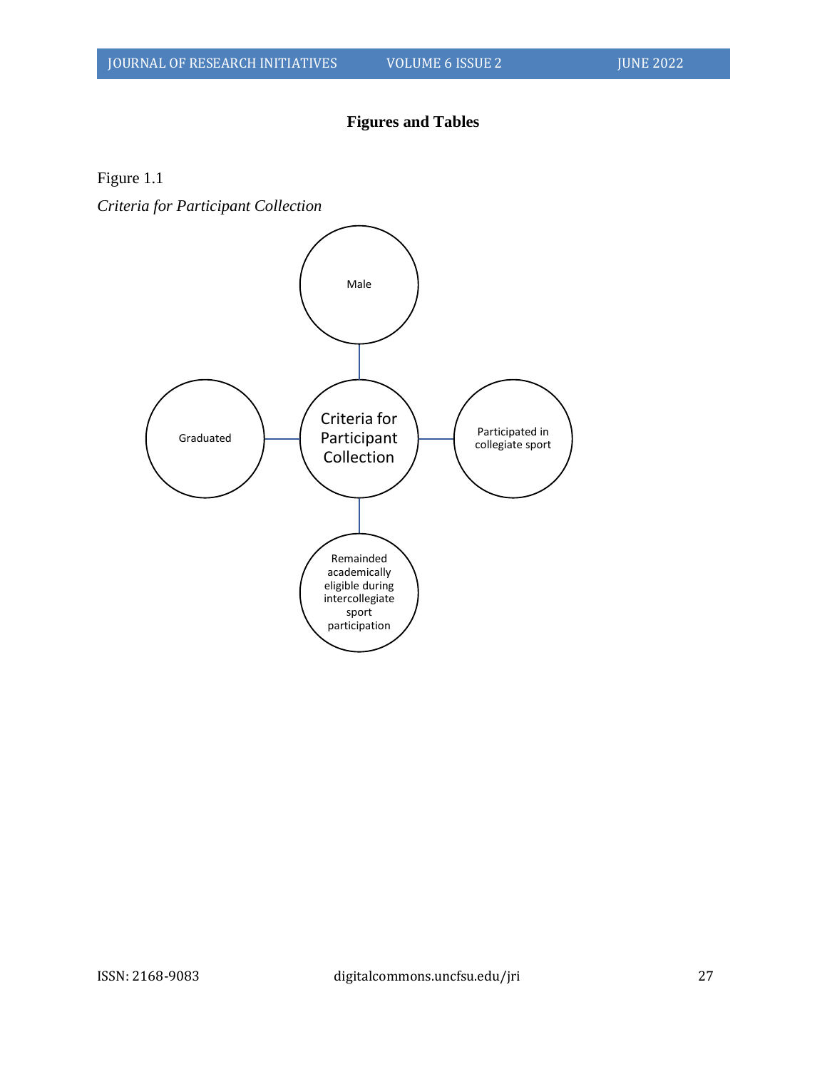## Figures and Tables

Figure 1.1

*Criteria for Participant Collection*

Criteria for Participant Collection

Male

Graduated

Participated in collegiate sport

Remainded academically eligible during intercollegiate sport participation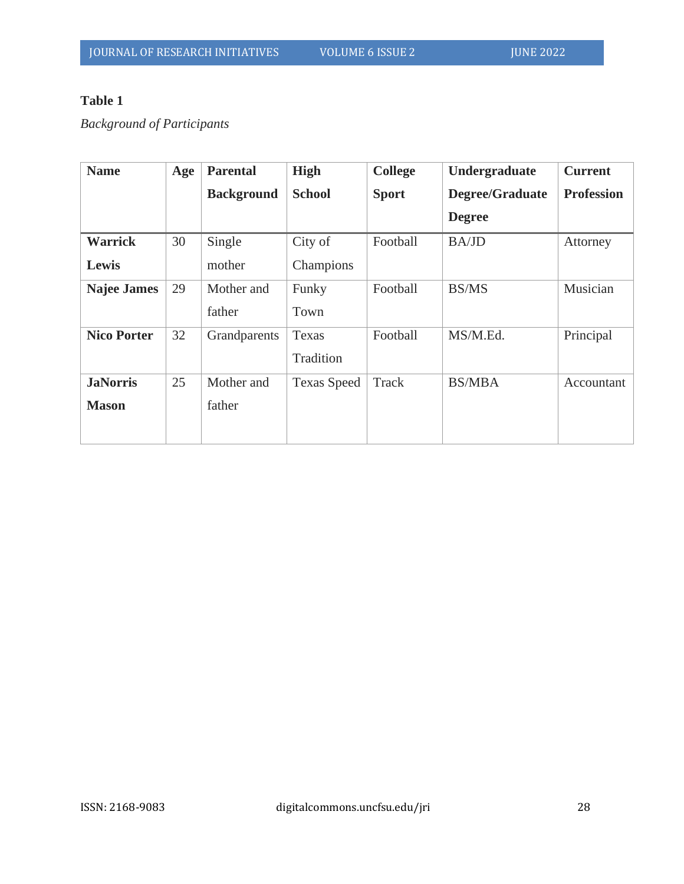**Table 1**

*Background of Participants*

| Name | Age | Parental Background | High School | College Sport | Undergraduate Degree/Graduate Degree | Current Profession |
|---|---|---|---|---|---|---|
| **Warrick Lewis** | 30 | Single mother | City of Champions | Football | BA/JD | Attorney |
| **Najee James** | 29 | Mother and father | Funky Town | Football | BS/MS | Musician |
| **Nico Porter** | 32 | Grandparents | Texas Tradition | Football | MS/M.Ed. | Principal |
| **JaNorris Mason** | 25 | Mother and father | Texas Speed | Track | BS/MBA | Accountant |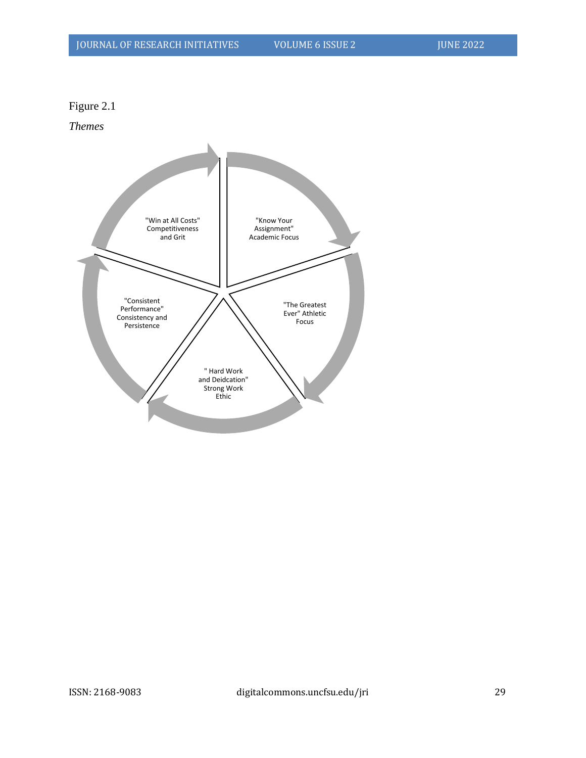Figure 2.1

*Themes*

"Win at All Costs" Competitiveness and Grit

"Know Your Assignment" Academic Focus

"The Greatest Ever" Athletic Focus

" Hard Work and Deidcation" Strong Work Ethic

"Consistent Performance" Consistency and Persistence